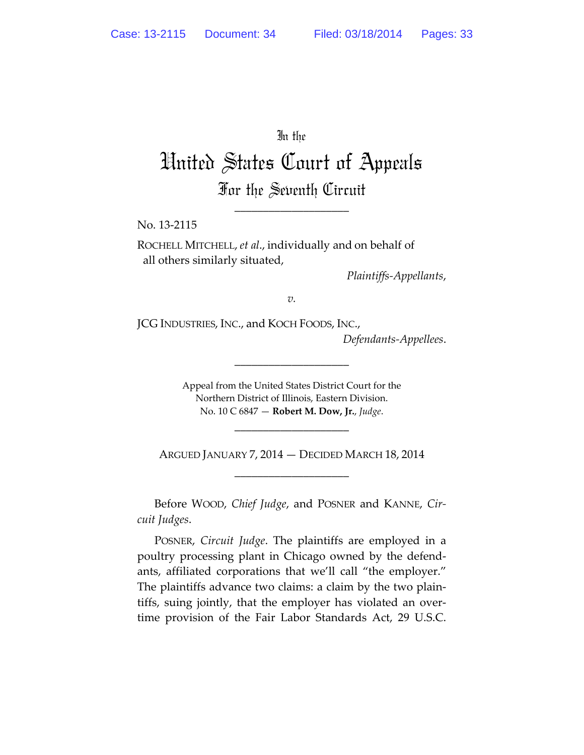In the

# United States Court of Appeals

## For the Seventh Circuit

____________________

No. 13-2115

ROCHELL MITCHELL, *et al*., individually and on behalf of all others similarly situated,

*Plaintiffs-Appellants*,

*v.*

JCG INDUSTRIES, INC., and KOCH FOODS, INC.,

*Defendants-Appellees*.

____________________

Appeal from the United States District Court for the Northern District of Illinois, Eastern Division.
No. 10 C 6847 — **Robert M. Dow, Jr.**, *Judge*.

____________________

ARGUED JANUARY 7, 2014 — DECIDED MARCH 18, 2014

____________________

Before WOOD, *Chief Judge*, and POSNER and KANNE, *Circuit Judges*.

POSNER, *Circuit Judge*. The plaintiffs are employed in a poultry processing plant in Chicago owned by the defendants, affiliated corporations that we'll call "the employer." The plaintiffs advance two claims: a claim by the two plaintiffs, suing jointly, that the employer has violated an overtime provision of the Fair Labor Standards Act, 29 U.S.C.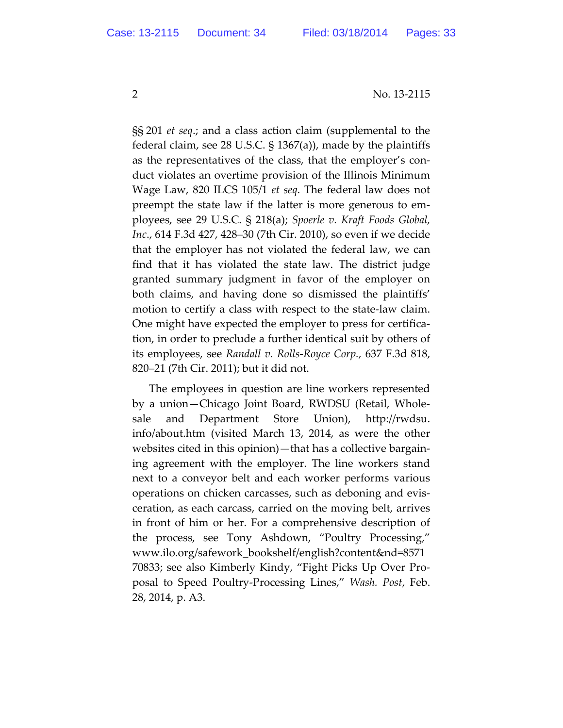§§ 201 *et seq*.; and a class action claim (supplemental to the federal claim, see 28 U.S.C. § 1367(a)), made by the plaintiffs as the representatives of the class, that the employer's conduct violates an overtime provision of the Illinois Minimum Wage Law, 820 ILCS 105/1 *et seq*. The federal law does not preempt the state law if the latter is more generous to employees, see 29 U.S.C. § 218(a); *Spoerle v. Kraft Foods Global, Inc*., 614 F.3d 427, 428–30 (7th Cir. 2010), so even if we decide that the employer has not violated the federal law, we can find that it has violated the state law. The district judge granted summary judgment in favor of the employer on both claims, and having done so dismissed the plaintiffs' motion to certify a class with respect to the state-law claim. One might have expected the employer to press for certification, in order to preclude a further identical suit by others of its employees, see *Randall v. Rolls-Royce Corp*., 637 F.3d 818, 820–21 (7th Cir. 2011); but it did not.

The employees in question are line workers represented by a union—Chicago Joint Board, RWDSU (Retail, Wholesale and Department Store Union), http://rwdsu.info/about.htm (visited March 13, 2014, as were the other websites cited in this opinion)—that has a collective bargaining agreement with the employer. The line workers stand next to a conveyor belt and each worker performs various operations on chicken carcasses, such as deboning and evisceration, as each carcass, carried on the moving belt, arrives in front of him or her. For a comprehensive description of the process, see Tony Ashdown, "Poultry Processing," www.ilo.org/safework_bookshelf/english?content&nd=857170833; see also Kimberly Kindy, "Fight Picks Up Over Proposal to Speed Poultry-Processing Lines," *Wash. Post*, Feb. 28, 2014, p. A3.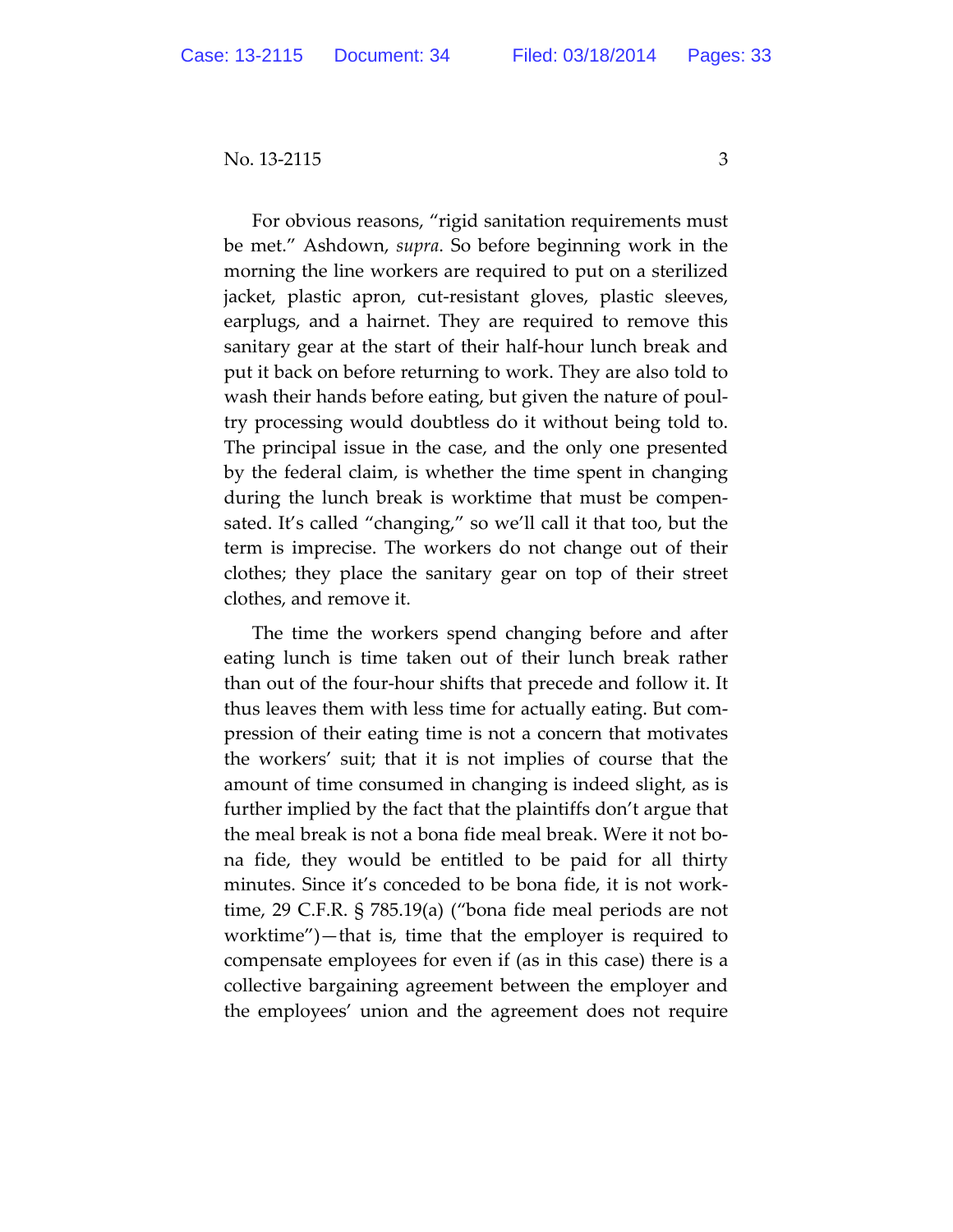For obvious reasons, "rigid sanitation requirements must be met." Ashdown, *supra*. So before beginning work in the morning the line workers are required to put on a sterilized jacket, plastic apron, cut-resistant gloves, plastic sleeves, earplugs, and a hairnet. They are required to remove this sanitary gear at the start of their half-hour lunch break and put it back on before returning to work. They are also told to wash their hands before eating, but given the nature of poultry processing would doubtless do it without being told to. The principal issue in the case, and the only one presented by the federal claim, is whether the time spent in changing during the lunch break is worktime that must be compensated. It's called "changing," so we'll call it that too, but the term is imprecise. The workers do not change out of their clothes; they place the sanitary gear on top of their street clothes, and remove it.

The time the workers spend changing before and after eating lunch is time taken out of their lunch break rather than out of the four-hour shifts that precede and follow it. It thus leaves them with less time for actually eating. But compression of their eating time is not a concern that motivates the workers' suit; that it is not implies of course that the amount of time consumed in changing is indeed slight, as is further implied by the fact that the plaintiffs don't argue that the meal break is not a bona fide meal break. Were it not bona fide, they would be entitled to be paid for all thirty minutes. Since it's conceded to be bona fide, it is not worktime, 29 C.F.R. § 785.19(a) ("bona fide meal periods are not worktime")—that is, time that the employer is required to compensate employees for even if (as in this case) there is a collective bargaining agreement between the employer and the employees' union and the agreement does not require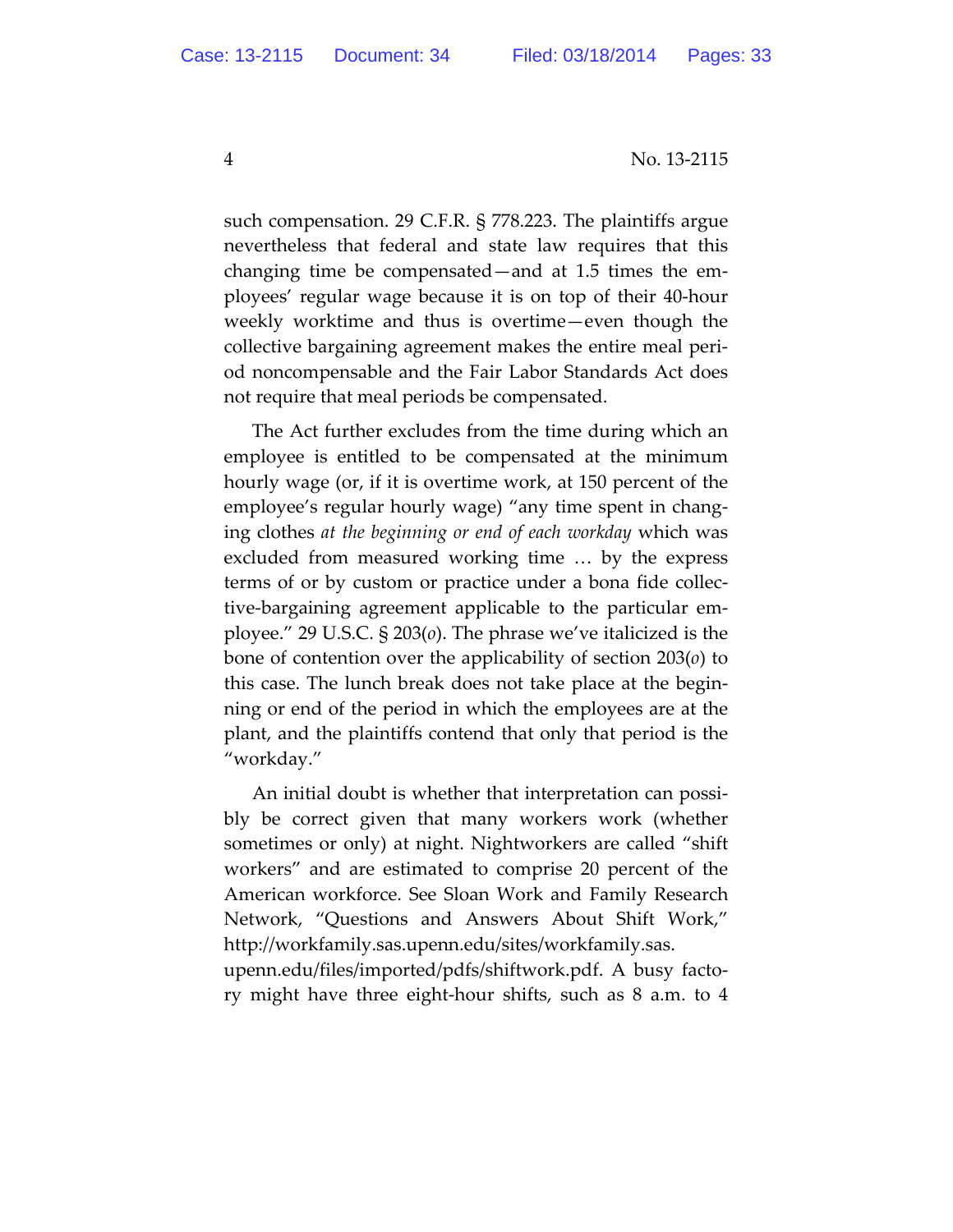such compensation. 29 C.F.R. § 778.223. The plaintiffs argue nevertheless that federal and state law requires that this changing time be compensated—and at 1.5 times the employees' regular wage because it is on top of their 40-hour weekly worktime and thus is overtime—even though the collective bargaining agreement makes the entire meal period noncompensable and the Fair Labor Standards Act does not require that meal periods be compensated.

The Act further excludes from the time during which an employee is entitled to be compensated at the minimum hourly wage (or, if it is overtime work, at 150 percent of the employee's regular hourly wage) "any time spent in changing clothes *at the beginning or end of each workday* which was excluded from measured working time … by the express terms of or by custom or practice under a bona fide collective-bargaining agreement applicable to the particular employee." 29 U.S.C. § 203(*o*). The phrase we've italicized is the bone of contention over the applicability of section 203(*o*) to this case. The lunch break does not take place at the beginning or end of the period in which the employees are at the plant, and the plaintiffs contend that only that period is the "workday."

An initial doubt is whether that interpretation can possibly be correct given that many workers work (whether sometimes or only) at night. Nightworkers are called "shift workers" and are estimated to comprise 20 percent of the American workforce. See Sloan Work and Family Research Network, "Questions and Answers About Shift Work," http://workfamily.sas.upenn.edu/sites/workfamily.sas.upenn.edu/files/imported/pdfs/shiftwork.pdf. A busy factory might have three eight-hour shifts, such as 8 a.m. to 4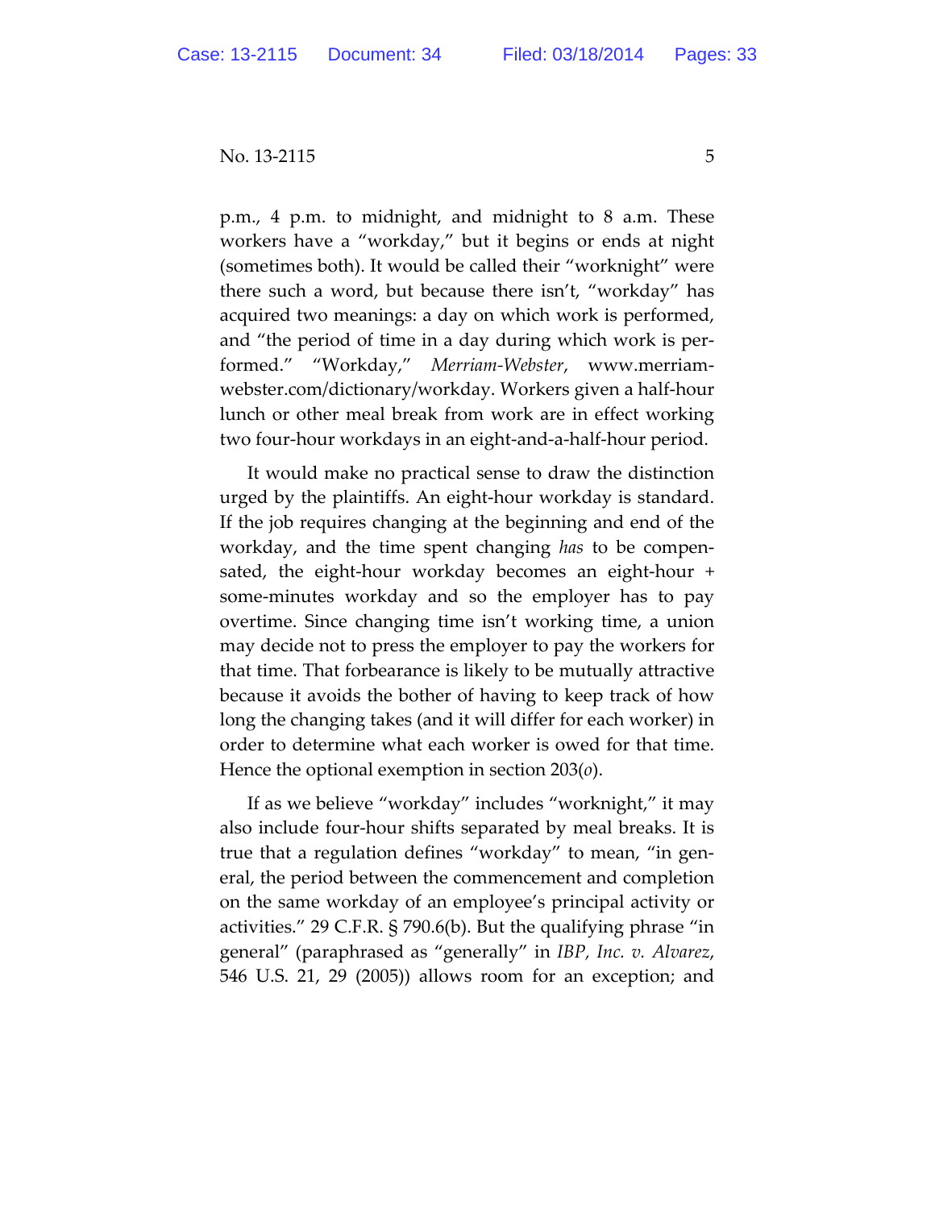p.m., 4 p.m. to midnight, and midnight to 8 a.m. These workers have a "workday," but it begins or ends at night (sometimes both). It would be called their "worknight" were there such a word, but because there isn't, "workday" has acquired two meanings: a day on which work is performed, and "the period of time in a day during which work is performed." "Workday," *Merriam-Webster*, www.merriam-webster.com/dictionary/workday. Workers given a half-hour lunch or other meal break from work are in effect working two four-hour workdays in an eight-and-a-half-hour period.

It would make no practical sense to draw the distinction urged by the plaintiffs. An eight-hour workday is standard. If the job requires changing at the beginning and end of the workday, and the time spent changing *has* to be compensated, the eight-hour workday becomes an eight-hour + some-minutes workday and so the employer has to pay overtime. Since changing time isn't working time, a union may decide not to press the employer to pay the workers for that time. That forbearance is likely to be mutually attractive because it avoids the bother of having to keep track of how long the changing takes (and it will differ for each worker) in order to determine what each worker is owed for that time. Hence the optional exemption in section 203(*o*).

If as we believe "workday" includes "worknight," it may also include four-hour shifts separated by meal breaks. It is true that a regulation defines "workday" to mean, "in general, the period between the commencement and completion on the same workday of an employee's principal activity or activities." 29 C.F.R. § 790.6(b). But the qualifying phrase "in general" (paraphrased as "generally" in *IBP, Inc. v. Alvarez*, 546 U.S. 21, 29 (2005)) allows room for an exception; and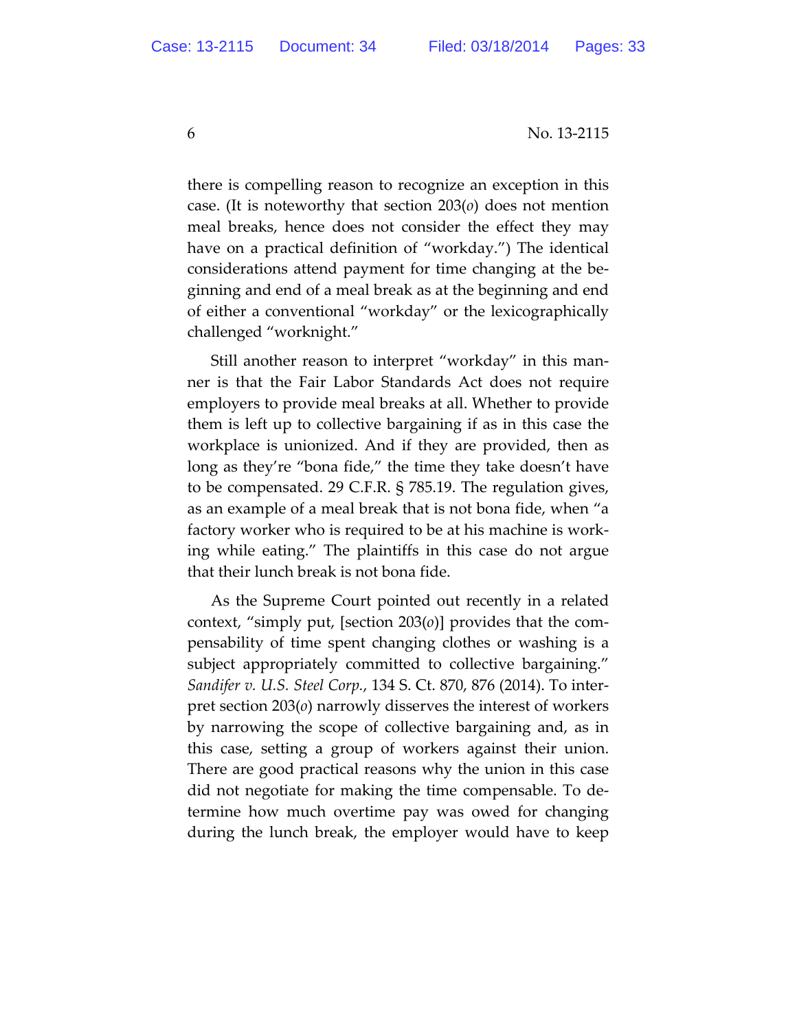there is compelling reason to recognize an exception in this case. (It is noteworthy that section 203(*o*) does not mention meal breaks, hence does not consider the effect they may have on a practical definition of "workday.") The identical considerations attend payment for time changing at the beginning and end of a meal break as at the beginning and end of either a conventional "workday" or the lexicographically challenged "worknight."

Still another reason to interpret "workday" in this manner is that the Fair Labor Standards Act does not require employers to provide meal breaks at all. Whether to provide them is left up to collective bargaining if as in this case the workplace is unionized. And if they are provided, then as long as they're "bona fide," the time they take doesn't have to be compensated. 29 C.F.R. § 785.19. The regulation gives, as an example of a meal break that is not bona fide, when "a factory worker who is required to be at his machine is working while eating." The plaintiffs in this case do not argue that their lunch break is not bona fide.

As the Supreme Court pointed out recently in a related context, "simply put, [section 203(*o*)] provides that the compensability of time spent changing clothes or washing is a subject appropriately committed to collective bargaining." *Sandifer v. U.S. Steel Corp.*, 134 S. Ct. 870, 876 (2014). To interpret section 203(*o*) narrowly disserves the interest of workers by narrowing the scope of collective bargaining and, as in this case, setting a group of workers against their union. There are good practical reasons why the union in this case did not negotiate for making the time compensable. To determine how much overtime pay was owed for changing during the lunch break, the employer would have to keep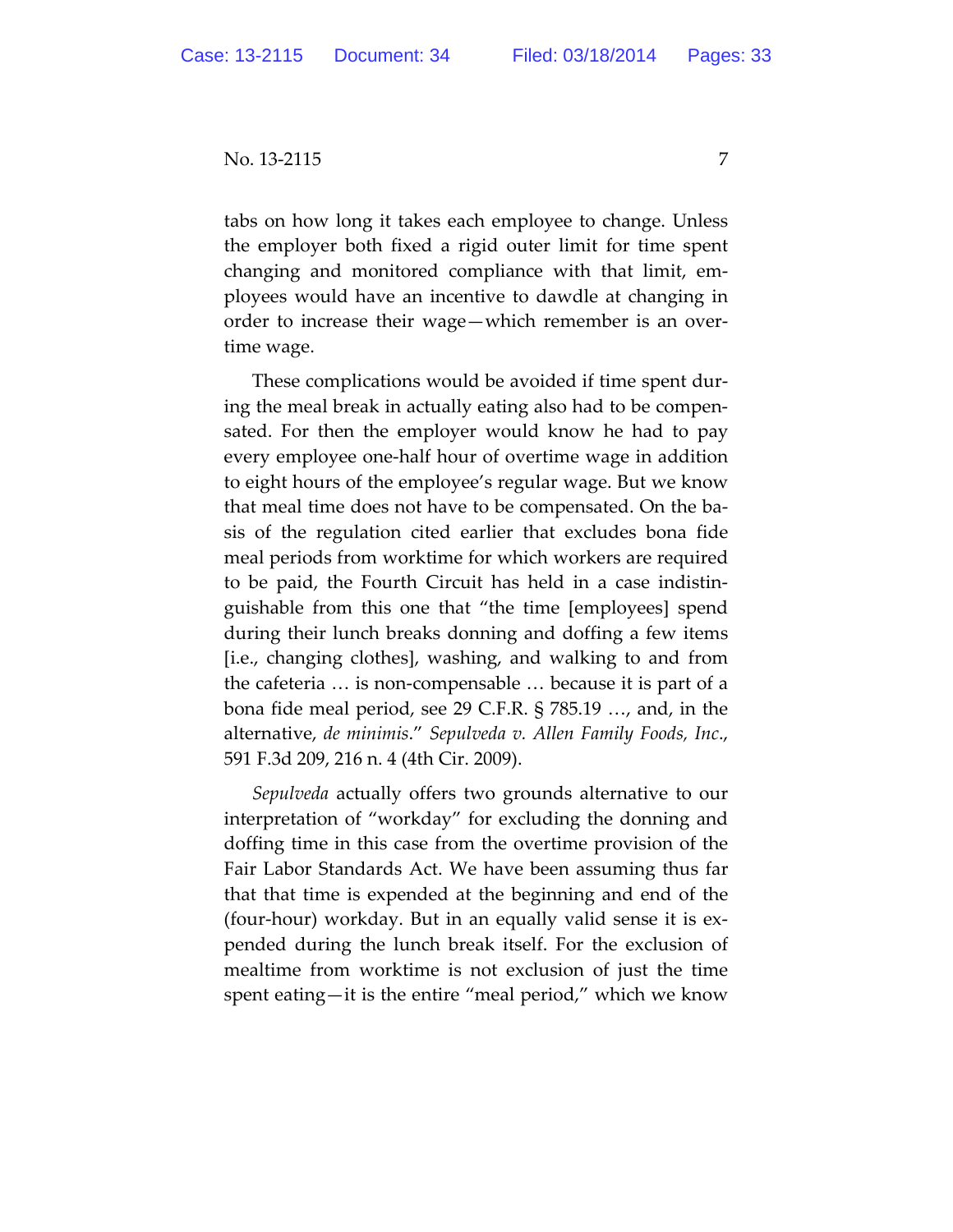tabs on how long it takes each employee to change. Unless the employer both fixed a rigid outer limit for time spent changing and monitored compliance with that limit, employees would have an incentive to dawdle at changing in order to increase their wage—which remember is an overtime wage.

These complications would be avoided if time spent during the meal break in actually eating also had to be compensated. For then the employer would know he had to pay every employee one-half hour of overtime wage in addition to eight hours of the employee's regular wage. But we know that meal time does not have to be compensated. On the basis of the regulation cited earlier that excludes bona fide meal periods from worktime for which workers are required to be paid, the Fourth Circuit has held in a case indistinguishable from this one that "the time [employees] spend during their lunch breaks donning and doffing a few items [i.e., changing clothes], washing, and walking to and from the cafeteria … is non-compensable … because it is part of a bona fide meal period, see 29 C.F.R. § 785.19 …, and, in the alternative, *de minimis*." *Sepulveda v. Allen Family Foods, Inc.*, 591 F.3d 209, 216 n. 4 (4th Cir. 2009).

*Sepulveda* actually offers two grounds alternative to our interpretation of "workday" for excluding the donning and doffing time in this case from the overtime provision of the Fair Labor Standards Act. We have been assuming thus far that that time is expended at the beginning and end of the (four-hour) workday. But in an equally valid sense it is expended during the lunch break itself. For the exclusion of mealtime from worktime is not exclusion of just the time spent eating—it is the entire "meal period," which we know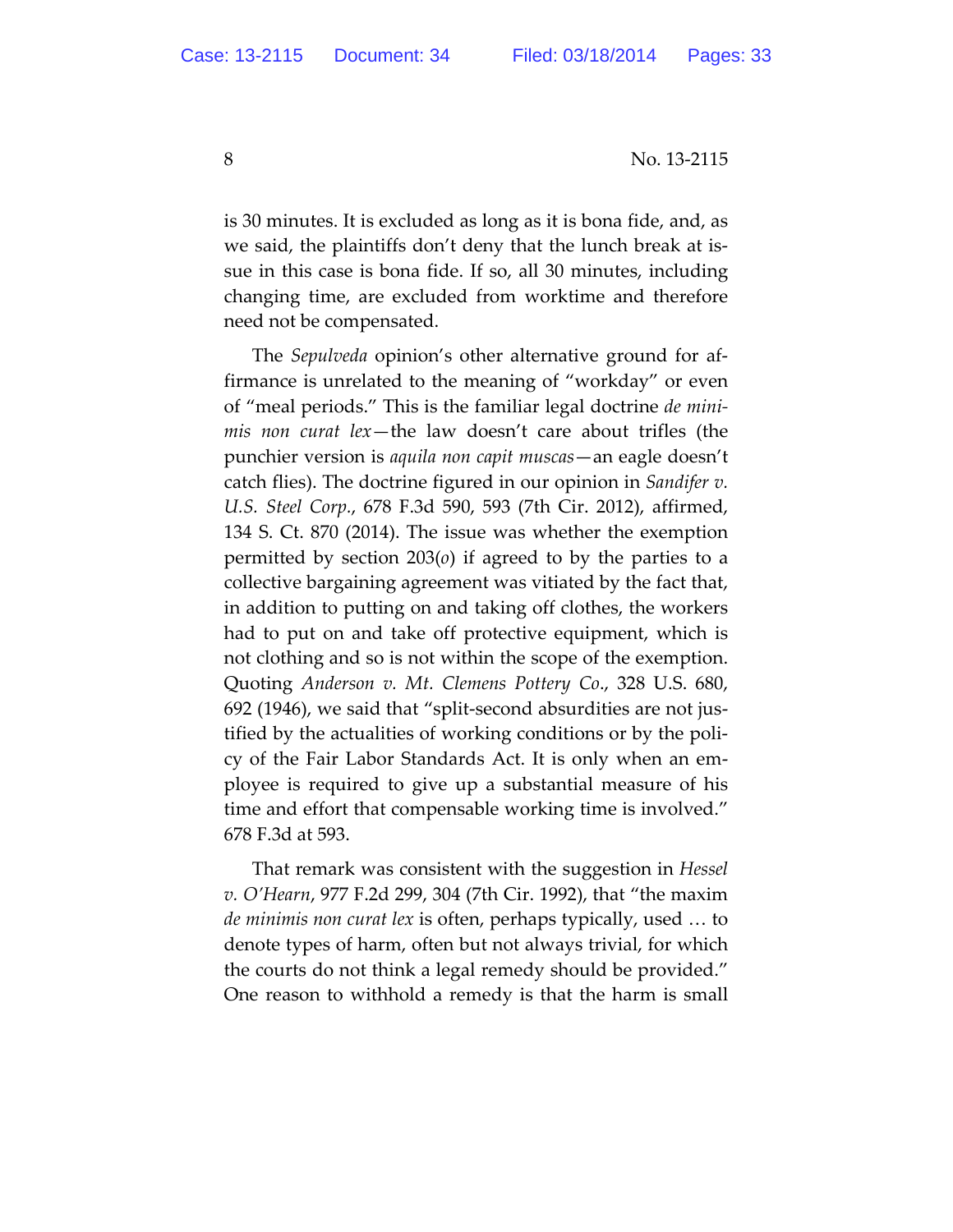is 30 minutes. It is excluded as long as it is bona fide, and, as we said, the plaintiffs don't deny that the lunch break at issue in this case is bona fide. If so, all 30 minutes, including changing time, are excluded from worktime and therefore need not be compensated.

The *Sepulveda* opinion's other alternative ground for affirmance is unrelated to the meaning of "workday" or even of "meal periods." This is the familiar legal doctrine *de minimis non curat lex*—the law doesn't care about trifles (the punchier version is *aquila non capit muscas*—an eagle doesn't catch flies). The doctrine figured in our opinion in *Sandifer v. U.S. Steel Corp.*, 678 F.3d 590, 593 (7th Cir. 2012), affirmed, 134 S. Ct. 870 (2014). The issue was whether the exemption permitted by section 203(*o*) if agreed to by the parties to a collective bargaining agreement was vitiated by the fact that, in addition to putting on and taking off clothes, the workers had to put on and take off protective equipment, which is not clothing and so is not within the scope of the exemption. Quoting *Anderson v. Mt. Clemens Pottery Co.*, 328 U.S. 680, 692 (1946), we said that "split-second absurdities are not justified by the actualities of working conditions or by the policy of the Fair Labor Standards Act. It is only when an employee is required to give up a substantial measure of his time and effort that compensable working time is involved." 678 F.3d at 593.

That remark was consistent with the suggestion in *Hessel v. O'Hearn*, 977 F.2d 299, 304 (7th Cir. 1992), that "the maxim *de minimis non curat lex* is often, perhaps typically, used … to denote types of harm, often but not always trivial, for which the courts do not think a legal remedy should be provided." One reason to withhold a remedy is that the harm is small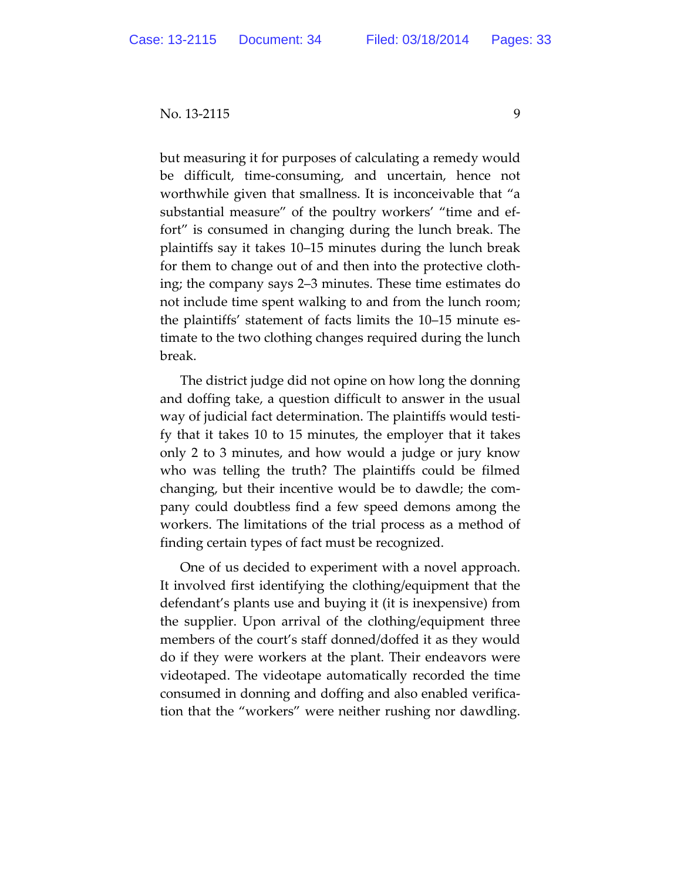but measuring it for purposes of calculating a remedy would be difficult, time-consuming, and uncertain, hence not worthwhile given that smallness. It is inconceivable that "a substantial measure" of the poultry workers' "time and effort" is consumed in changing during the lunch break. The plaintiffs say it takes 10–15 minutes during the lunch break for them to change out of and then into the protective clothing; the company says 2–3 minutes. These time estimates do not include time spent walking to and from the lunch room; the plaintiffs' statement of facts limits the 10–15 minute estimate to the two clothing changes required during the lunch break.

The district judge did not opine on how long the donning and doffing take, a question difficult to answer in the usual way of judicial fact determination. The plaintiffs would testify that it takes 10 to 15 minutes, the employer that it takes only 2 to 3 minutes, and how would a judge or jury know who was telling the truth? The plaintiffs could be filmed changing, but their incentive would be to dawdle; the company could doubtless find a few speed demons among the workers. The limitations of the trial process as a method of finding certain types of fact must be recognized.

One of us decided to experiment with a novel approach. It involved first identifying the clothing/equipment that the defendant's plants use and buying it (it is inexpensive) from the supplier. Upon arrival of the clothing/equipment three members of the court's staff donned/doffed it as they would do if they were workers at the plant. Their endeavors were videotaped. The videotape automatically recorded the time consumed in donning and doffing and also enabled verification that the "workers" were neither rushing nor dawdling.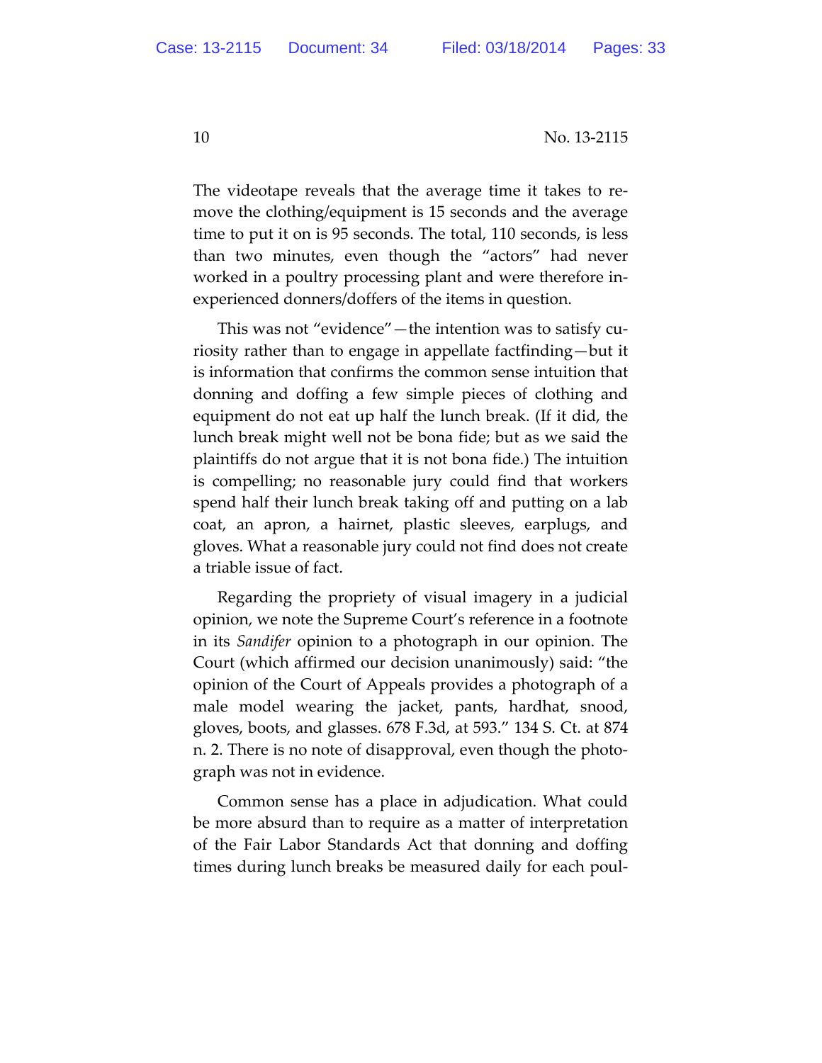The videotape reveals that the average time it takes to remove the clothing/equipment is 15 seconds and the average time to put it on is 95 seconds. The total, 110 seconds, is less than two minutes, even though the "actors" had never worked in a poultry processing plant and were therefore inexperienced donners/doffers of the items in question.

This was not "evidence"—the intention was to satisfy curiosity rather than to engage in appellate factfinding—but it is information that confirms the common sense intuition that donning and doffing a few simple pieces of clothing and equipment do not eat up half the lunch break. (If it did, the lunch break might well not be bona fide; but as we said the plaintiffs do not argue that it is not bona fide.) The intuition is compelling; no reasonable jury could find that workers spend half their lunch break taking off and putting on a lab coat, an apron, a hairnet, plastic sleeves, earplugs, and gloves. What a reasonable jury could not find does not create a triable issue of fact.

Regarding the propriety of visual imagery in a judicial opinion, we note the Supreme Court's reference in a footnote in its *Sandifer* opinion to a photograph in our opinion. The Court (which affirmed our decision unanimously) said: "the opinion of the Court of Appeals provides a photograph of a male model wearing the jacket, pants, hardhat, snood, gloves, boots, and glasses. 678 F.3d, at 593." 134 S. Ct. at 874 n. 2. There is no note of disapproval, even though the photograph was not in evidence.

Common sense has a place in adjudication. What could be more absurd than to require as a matter of interpretation of the Fair Labor Standards Act that donning and doffing times during lunch breaks be measured daily for each poul-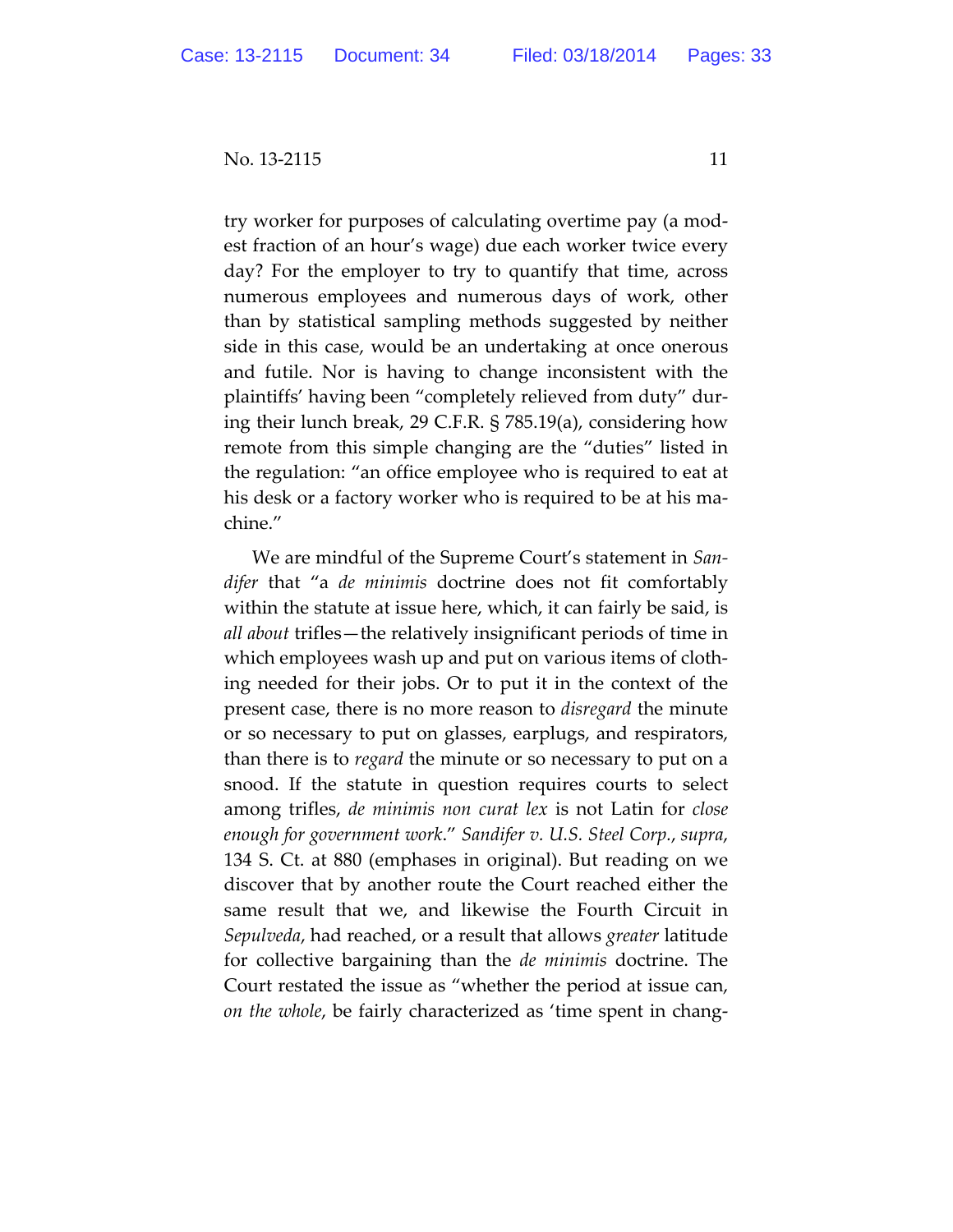try worker for purposes of calculating overtime pay (a modest fraction of an hour's wage) due each worker twice every day? For the employer to try to quantify that time, across numerous employees and numerous days of work, other than by statistical sampling methods suggested by neither side in this case, would be an undertaking at once onerous and futile. Nor is having to change inconsistent with the plaintiffs' having been "completely relieved from duty" during their lunch break, 29 C.F.R. § 785.19(a), considering how remote from this simple changing are the "duties" listed in the regulation: "an office employee who is required to eat at his desk or a factory worker who is required to be at his machine."

We are mindful of the Supreme Court's statement in *Sandifer* that "a *de minimis* doctrine does not fit comfortably within the statute at issue here, which, it can fairly be said, is *all about* trifles—the relatively insignificant periods of time in which employees wash up and put on various items of clothing needed for their jobs. Or to put it in the context of the present case, there is no more reason to *disregard* the minute or so necessary to put on glasses, earplugs, and respirators, than there is to *regard* the minute or so necessary to put on a snood. If the statute in question requires courts to select among trifles, *de minimis non curat lex* is not Latin for *close enough for government work*." *Sandifer v. U.S. Steel Corp.*, *supra*, 134 S. Ct. at 880 (emphases in original). But reading on we discover that by another route the Court reached either the same result that we, and likewise the Fourth Circuit in *Sepulveda*, had reached, or a result that allows *greater* latitude for collective bargaining than the *de minimis* doctrine. The Court restated the issue as "whether the period at issue can, *on the whole*, be fairly characterized as 'time spent in chang-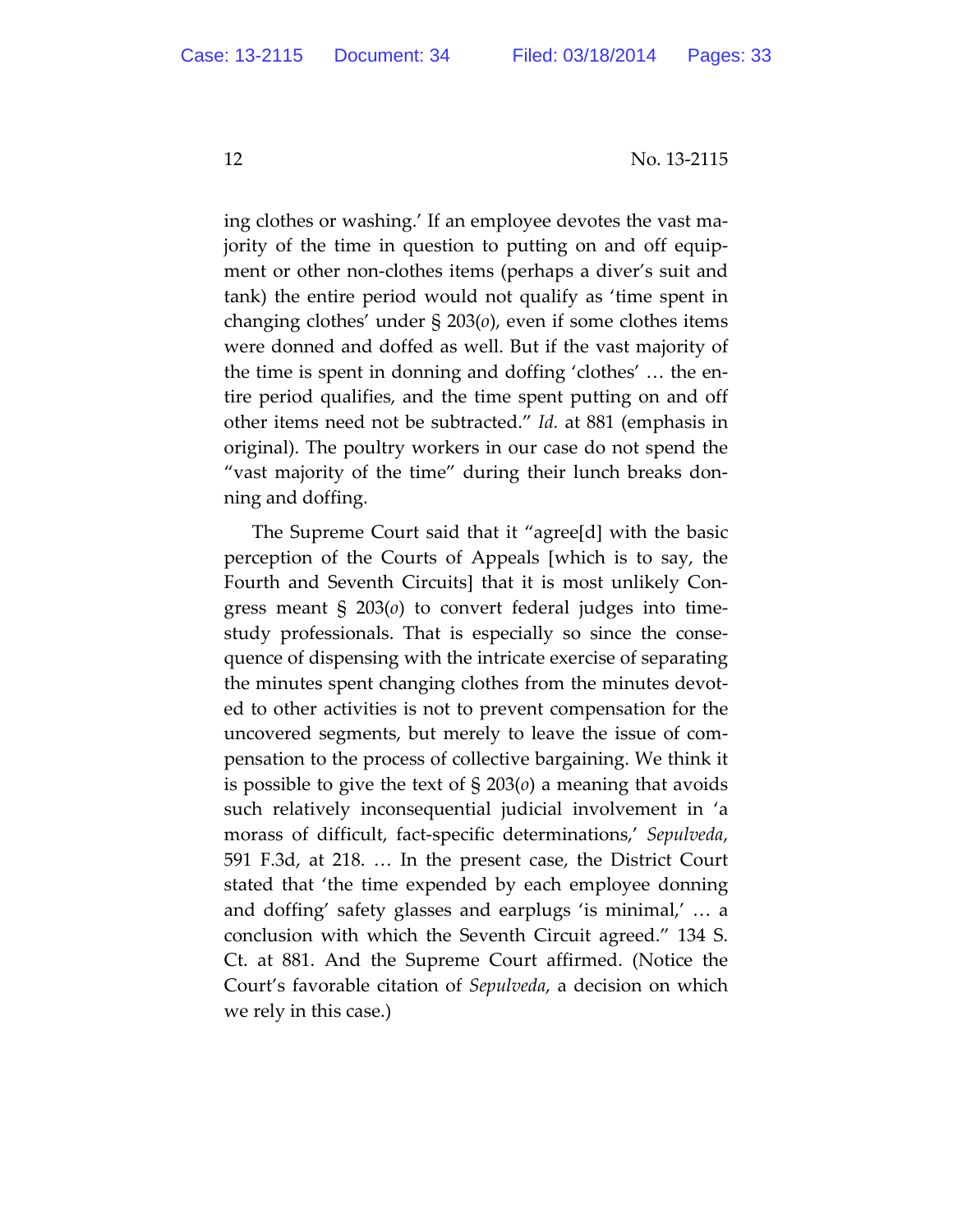ing clothes or washing.' If an employee devotes the vast majority of the time in question to putting on and off equipment or other non-clothes items (perhaps a diver's suit and tank) the entire period would not qualify as 'time spent in changing clothes' under § 203(*o*), even if some clothes items were donned and doffed as well. But if the vast majority of the time is spent in donning and doffing 'clothes' … the entire period qualifies, and the time spent putting on and off other items need not be subtracted." *Id.* at 881 (emphasis in original). The poultry workers in our case do not spend the "vast majority of the time" during their lunch breaks donning and doffing.

The Supreme Court said that it "agree[d] with the basic perception of the Courts of Appeals [which is to say, the Fourth and Seventh Circuits] that it is most unlikely Congress meant § 203(*o*) to convert federal judges into time-study professionals. That is especially so since the consequence of dispensing with the intricate exercise of separating the minutes spent changing clothes from the minutes devoted to other activities is not to prevent compensation for the uncovered segments, but merely to leave the issue of compensation to the process of collective bargaining. We think it is possible to give the text of § 203(*o*) a meaning that avoids such relatively inconsequential judicial involvement in 'a morass of difficult, fact-specific determinations,' *Sepulveda*, 591 F.3d, at 218. … In the present case, the District Court stated that 'the time expended by each employee donning and doffing' safety glasses and earplugs 'is minimal,' … a conclusion with which the Seventh Circuit agreed." 134 S. Ct. at 881. And the Supreme Court affirmed. (Notice the Court's favorable citation of *Sepulveda*, a decision on which we rely in this case.)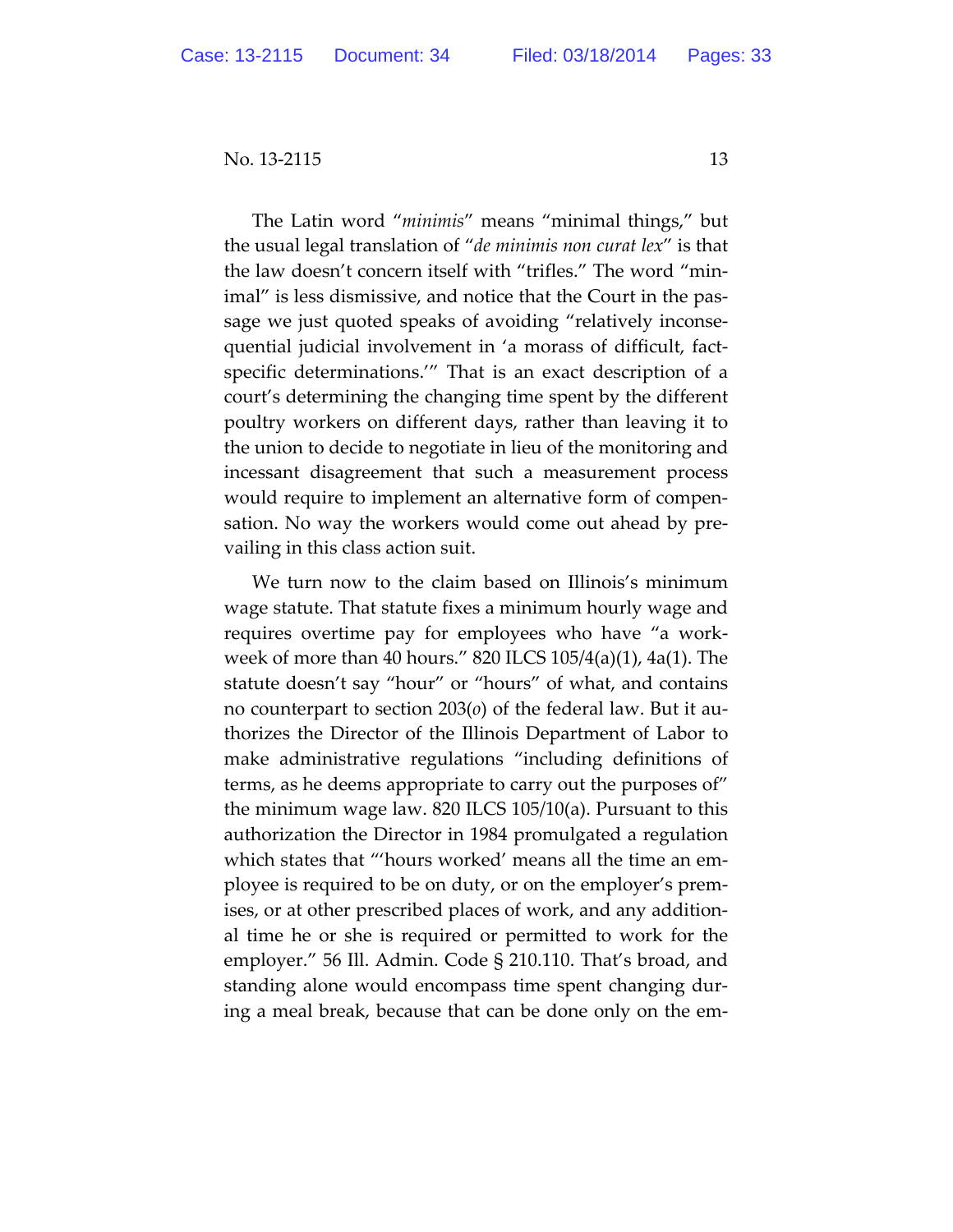The Latin word "*minimis*" means "minimal things," but the usual legal translation of "*de minimis non curat lex*" is that the law doesn't concern itself with "trifles." The word "minimal" is less dismissive, and notice that the Court in the passage we just quoted speaks of avoiding "relatively inconsequential judicial involvement in 'a morass of difficult, fact-specific determinations.'" That is an exact description of a court's determining the changing time spent by the different poultry workers on different days, rather than leaving it to the union to decide to negotiate in lieu of the monitoring and incessant disagreement that such a measurement process would require to implement an alternative form of compensation. No way the workers would come out ahead by prevailing in this class action suit.

We turn now to the claim based on Illinois's minimum wage statute. That statute fixes a minimum hourly wage and requires overtime pay for employees who have "a workweek of more than 40 hours." 820 ILCS 105/4(a)(1), 4a(1). The statute doesn't say "hour" or "hours" of what, and contains no counterpart to section 203(*o*) of the federal law. But it authorizes the Director of the Illinois Department of Labor to make administrative regulations "including definitions of terms, as he deems appropriate to carry out the purposes of" the minimum wage law. 820 ILCS 105/10(a). Pursuant to this authorization the Director in 1984 promulgated a regulation which states that "'hours worked' means all the time an employee is required to be on duty, or on the employer's premises, or at other prescribed places of work, and any additional time he or she is required or permitted to work for the employer." 56 Ill. Admin. Code § 210.110. That's broad, and standing alone would encompass time spent changing during a meal break, because that can be done only on the em-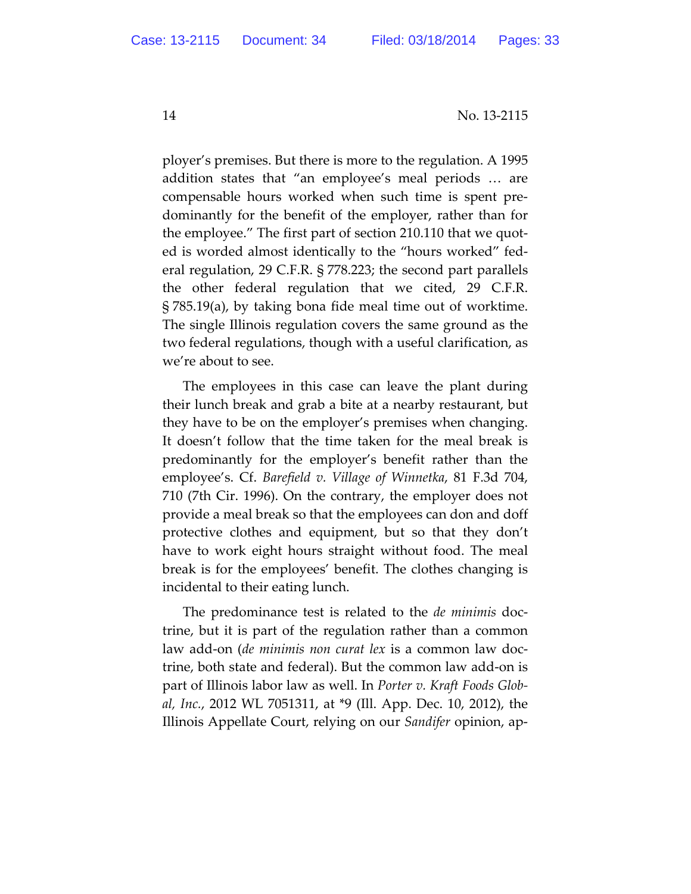ployer's premises. But there is more to the regulation. A 1995 addition states that "an employee's meal periods … are compensable hours worked when such time is spent predominantly for the benefit of the employer, rather than for the employee." The first part of section 210.110 that we quoted is worded almost identically to the "hours worked" federal regulation, 29 C.F.R. § 778.223; the second part parallels the other federal regulation that we cited, 29 C.F.R. § 785.19(a), by taking bona fide meal time out of worktime. The single Illinois regulation covers the same ground as the two federal regulations, though with a useful clarification, as we're about to see.

The employees in this case can leave the plant during their lunch break and grab a bite at a nearby restaurant, but they have to be on the employer's premises when changing. It doesn't follow that the time taken for the meal break is predominantly for the employer's benefit rather than the employee's. Cf. *Barefield v. Village of Winnetka*, 81 F.3d 704, 710 (7th Cir. 1996). On the contrary, the employer does not provide a meal break so that the employees can don and doff protective clothes and equipment, but so that they don't have to work eight hours straight without food. The meal break is for the employees' benefit. The clothes changing is incidental to their eating lunch.

The predominance test is related to the *de minimis* doctrine, but it is part of the regulation rather than a common law add-on (*de minimis non curat lex* is a common law doctrine, both state and federal). But the common law add-on is part of Illinois labor law as well. In *Porter v. Kraft Foods Global, Inc.*, 2012 WL 7051311, at *9 (Ill. App. Dec. 10, 2012), the Illinois Appellate Court, relying on our *Sandifer* opinion, ap-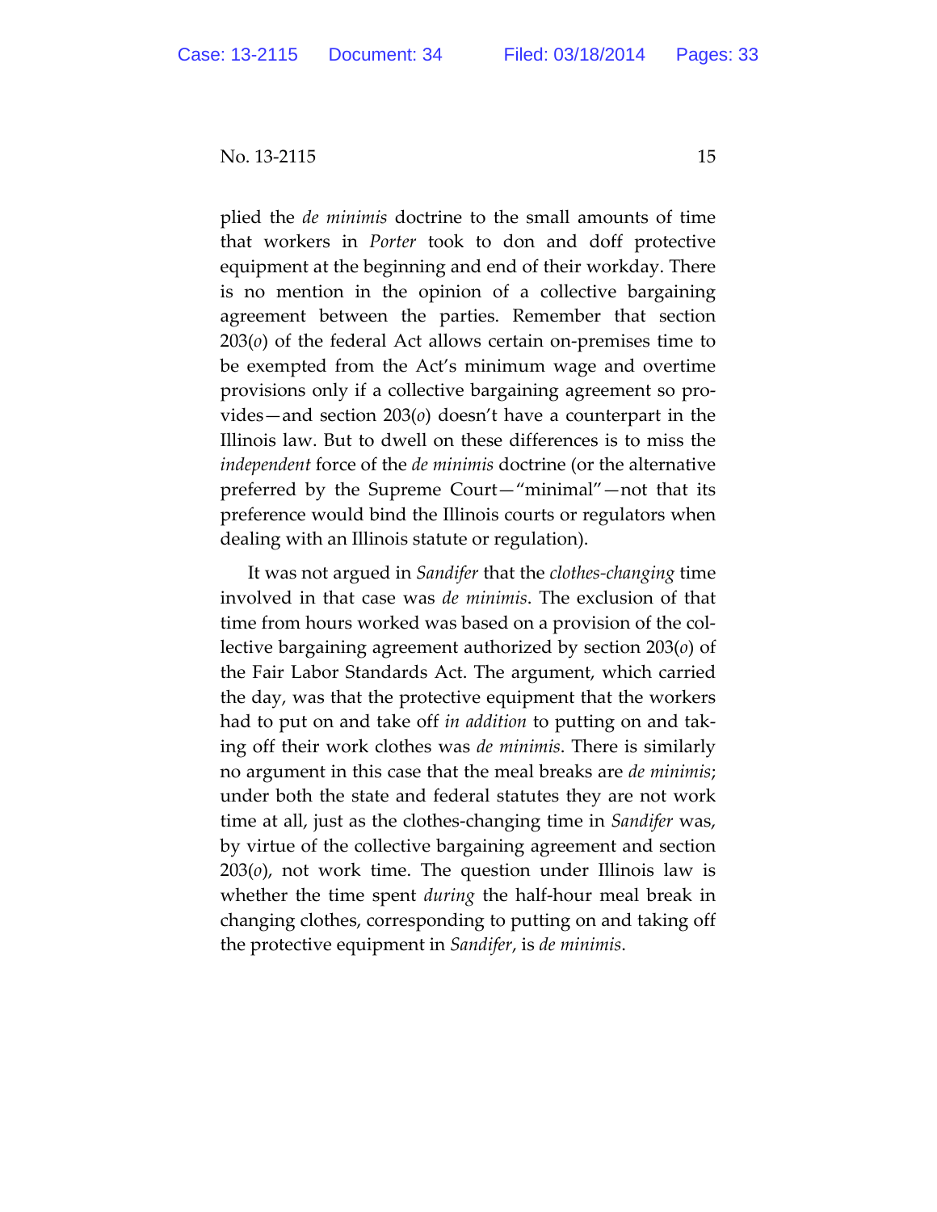plied the *de minimis* doctrine to the small amounts of time that workers in *Porter* took to don and doff protective equipment at the beginning and end of their workday. There is no mention in the opinion of a collective bargaining agreement between the parties. Remember that section 203(*o*) of the federal Act allows certain on-premises time to be exempted from the Act's minimum wage and overtime provisions only if a collective bargaining agreement so provides—and section 203(*o*) doesn't have a counterpart in the Illinois law. But to dwell on these differences is to miss the *independent* force of the *de minimis* doctrine (or the alternative preferred by the Supreme Court—"minimal"—not that its preference would bind the Illinois courts or regulators when dealing with an Illinois statute or regulation).

It was not argued in *Sandifer* that the *clothes-changing* time involved in that case was *de minimis*. The exclusion of that time from hours worked was based on a provision of the collective bargaining agreement authorized by section 203(*o*) of the Fair Labor Standards Act. The argument, which carried the day, was that the protective equipment that the workers had to put on and take off *in addition* to putting on and taking off their work clothes was *de minimis*. There is similarly no argument in this case that the meal breaks are *de minimis*; under both the state and federal statutes they are not work time at all, just as the clothes-changing time in *Sandifer* was, by virtue of the collective bargaining agreement and section 203(*o*), not work time. The question under Illinois law is whether the time spent *during* the half-hour meal break in changing clothes, corresponding to putting on and taking off the protective equipment in *Sandifer*, is *de minimis*.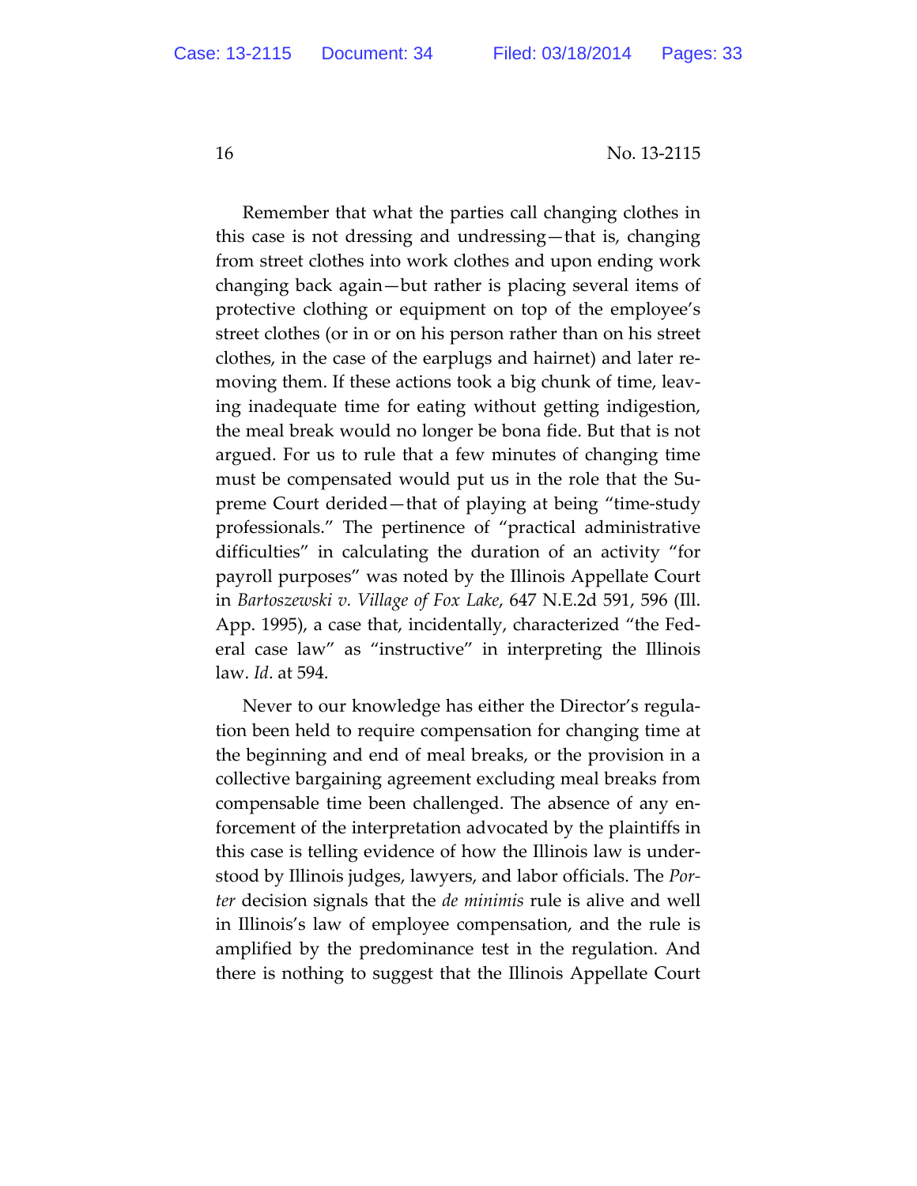Remember that what the parties call changing clothes in this case is not dressing and undressing—that is, changing from street clothes into work clothes and upon ending work changing back again—but rather is placing several items of protective clothing or equipment on top of the employee's street clothes (or in or on his person rather than on his street clothes, in the case of the earplugs and hairnet) and later removing them. If these actions took a big chunk of time, leaving inadequate time for eating without getting indigestion, the meal break would no longer be bona fide. But that is not argued. For us to rule that a few minutes of changing time must be compensated would put us in the role that the Supreme Court derided—that of playing at being "time-study professionals." The pertinence of "practical administrative difficulties" in calculating the duration of an activity "for payroll purposes" was noted by the Illinois Appellate Court in *Bartoszewski v. Village of Fox Lake*, 647 N.E.2d 591, 596 (Ill. App. 1995), a case that, incidentally, characterized "the Federal case law" as "instructive" in interpreting the Illinois law. *Id*. at 594.

Never to our knowledge has either the Director's regulation been held to require compensation for changing time at the beginning and end of meal breaks, or the provision in a collective bargaining agreement excluding meal breaks from compensable time been challenged. The absence of any enforcement of the interpretation advocated by the plaintiffs in this case is telling evidence of how the Illinois law is understood by Illinois judges, lawyers, and labor officials. The *Porter* decision signals that the *de minimis* rule is alive and well in Illinois's law of employee compensation, and the rule is amplified by the predominance test in the regulation. And there is nothing to suggest that the Illinois Appellate Court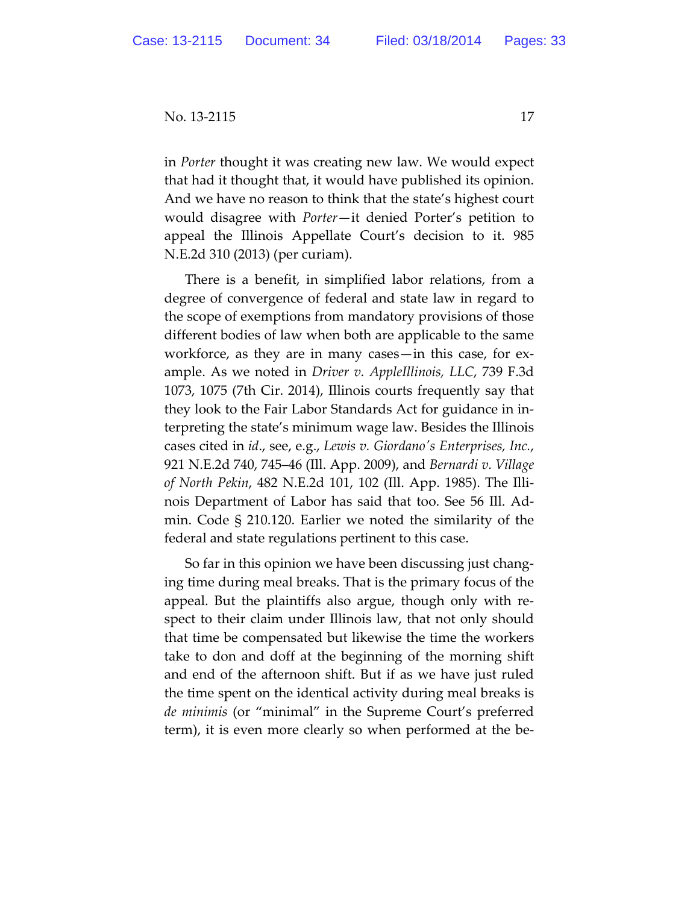in *Porter* thought it was creating new law. We would expect that had it thought that, it would have published its opinion. And we have no reason to think that the state's highest court would disagree with *Porter*—it denied Porter's petition to appeal the Illinois Appellate Court's decision to it. 985 N.E.2d 310 (2013) (per curiam).

There is a benefit, in simplified labor relations, from a degree of convergence of federal and state law in regard to the scope of exemptions from mandatory provisions of those different bodies of law when both are applicable to the same workforce, as they are in many cases—in this case, for example. As we noted in *Driver v. AppleIllinois, LLC*, 739 F.3d 1073, 1075 (7th Cir. 2014), Illinois courts frequently say that they look to the Fair Labor Standards Act for guidance in interpreting the state's minimum wage law. Besides the Illinois cases cited in *id*., see, e.g., *Lewis v. Giordano's Enterprises, Inc.*, 921 N.E.2d 740, 745–46 (Ill. App. 2009), and *Bernardi v. Village of North Pekin*, 482 N.E.2d 101, 102 (Ill. App. 1985). The Illinois Department of Labor has said that too. See 56 Ill. Admin. Code § 210.120. Earlier we noted the similarity of the federal and state regulations pertinent to this case.

So far in this opinion we have been discussing just changing time during meal breaks. That is the primary focus of the appeal. But the plaintiffs also argue, though only with respect to their claim under Illinois law, that not only should that time be compensated but likewise the time the workers take to don and doff at the beginning of the morning shift and end of the afternoon shift. But if as we have just ruled the time spent on the identical activity during meal breaks is *de minimis* (or "minimal" in the Supreme Court's preferred term), it is even more clearly so when performed at the be-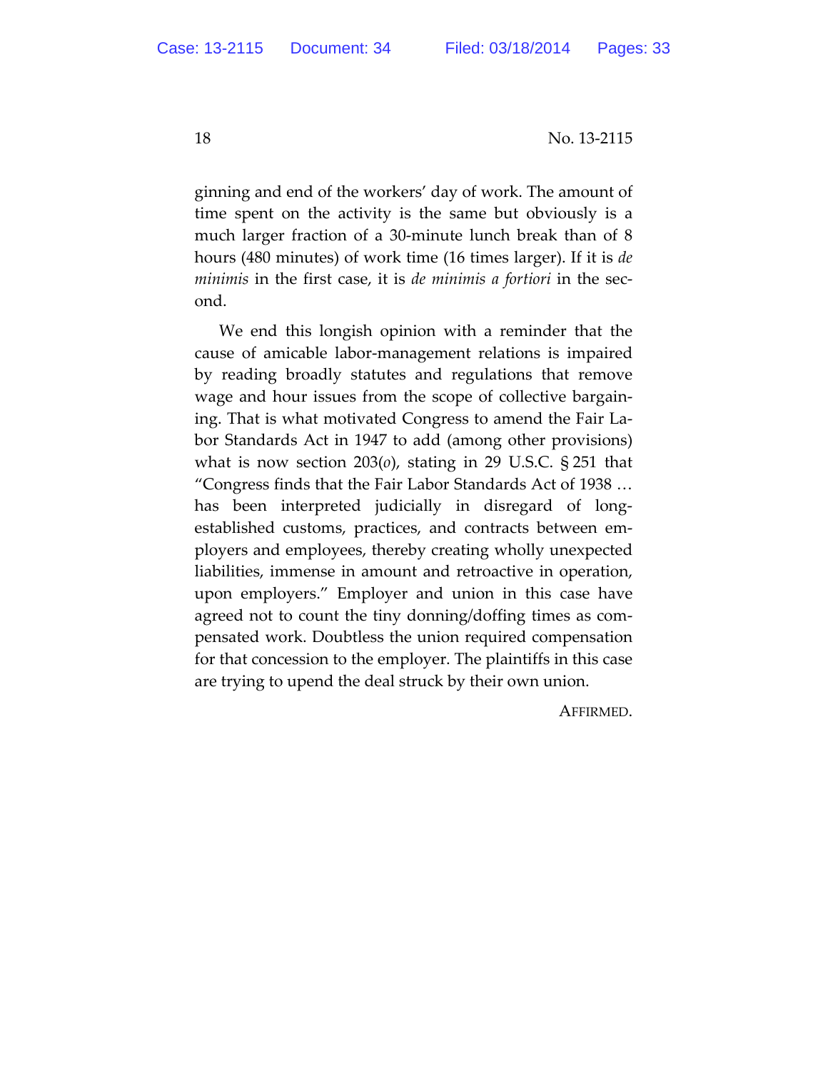ginning and end of the workers' day of work. The amount of time spent on the activity is the same but obviously is a much larger fraction of a 30-minute lunch break than of 8 hours (480 minutes) of work time (16 times larger). If it is *de minimis* in the first case, it is *de minimis a fortiori* in the second.

We end this longish opinion with a reminder that the cause of amicable labor-management relations is impaired by reading broadly statutes and regulations that remove wage and hour issues from the scope of collective bargaining. That is what motivated Congress to amend the Fair Labor Standards Act in 1947 to add (among other provisions) what is now section 203(*o*), stating in 29 U.S.C. § 251 that "Congress finds that the Fair Labor Standards Act of 1938 … has been interpreted judicially in disregard of long-established customs, practices, and contracts between employers and employees, thereby creating wholly unexpected liabilities, immense in amount and retroactive in operation, upon employers." Employer and union in this case have agreed not to count the tiny donning/doffing times as compensated work. Doubtless the union required compensation for that concession to the employer. The plaintiffs in this case are trying to upend the deal struck by their own union.

AFFIRMED.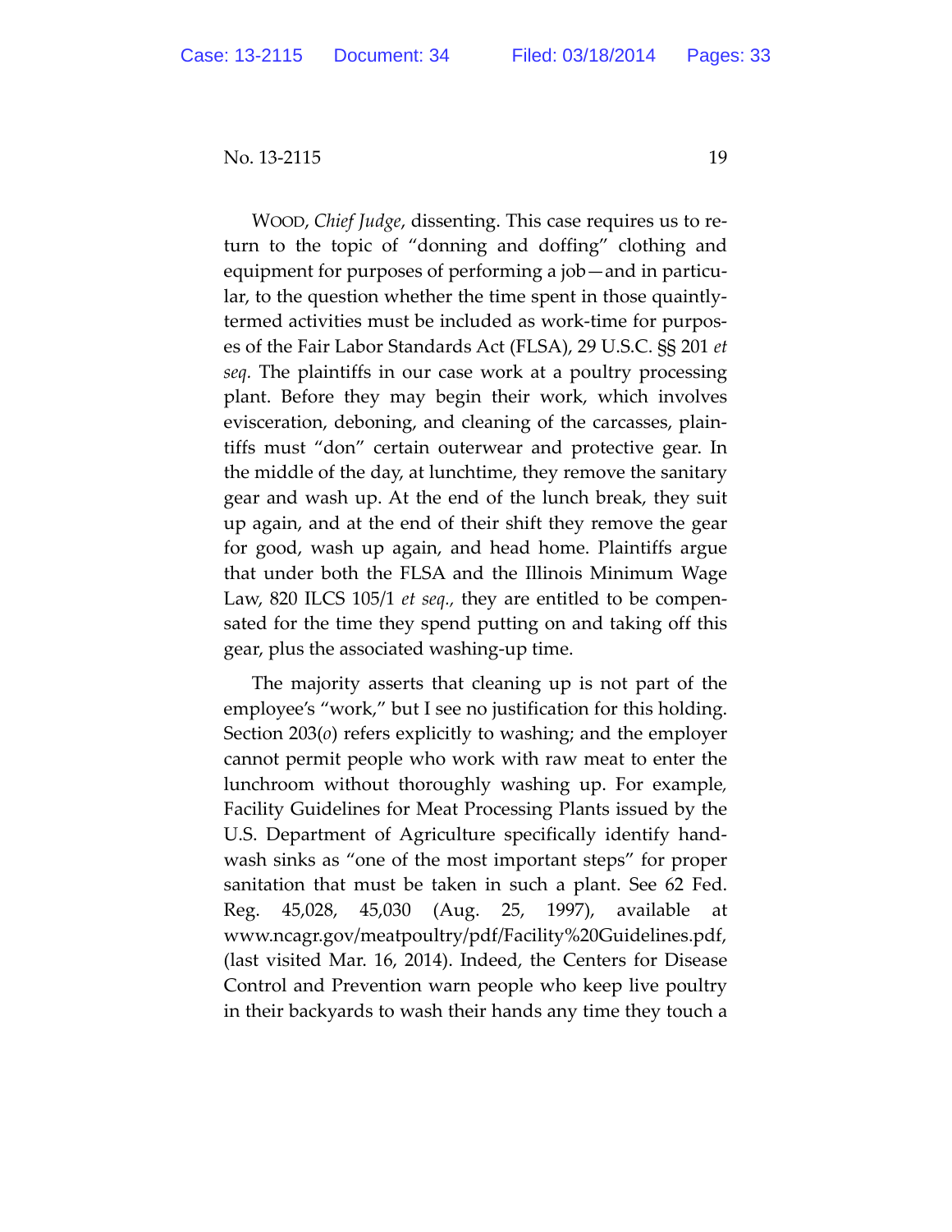WOOD, *Chief Judge*, dissenting. This case requires us to return to the topic of "donning and doffing" clothing and equipment for purposes of performing a job—and in particular, to the question whether the time spent in those quaintly-termed activities must be included as work-time for purposes of the Fair Labor Standards Act (FLSA), 29 U.S.C. §§ 201 *et seq.* The plaintiffs in our case work at a poultry processing plant. Before they may begin their work, which involves evisceration, deboning, and cleaning of the carcasses, plaintiffs must "don" certain outerwear and protective gear. In the middle of the day, at lunchtime, they remove the sanitary gear and wash up. At the end of the lunch break, they suit up again, and at the end of their shift they remove the gear for good, wash up again, and head home. Plaintiffs argue that under both the FLSA and the Illinois Minimum Wage Law, 820 ILCS 105/1 *et seq.*, they are entitled to be compensated for the time they spend putting on and taking off this gear, plus the associated washing-up time.

The majority asserts that cleaning up is not part of the employee's "work," but I see no justification for this holding. Section 203(*o*) refers explicitly to washing; and the employer cannot permit people who work with raw meat to enter the lunchroom without thoroughly washing up. For example, Facility Guidelines for Meat Processing Plants issued by the U.S. Department of Agriculture specifically identify hand-wash sinks as "one of the most important steps" for proper sanitation that must be taken in such a plant. See 62 Fed. Reg. 45,028, 45,030 (Aug. 25, 1997), available at www.ncagr.gov/meatpoultry/pdf/Facility%20Guidelines.pdf, (last visited Mar. 16, 2014). Indeed, the Centers for Disease Control and Prevention warn people who keep live poultry in their backyards to wash their hands any time they touch a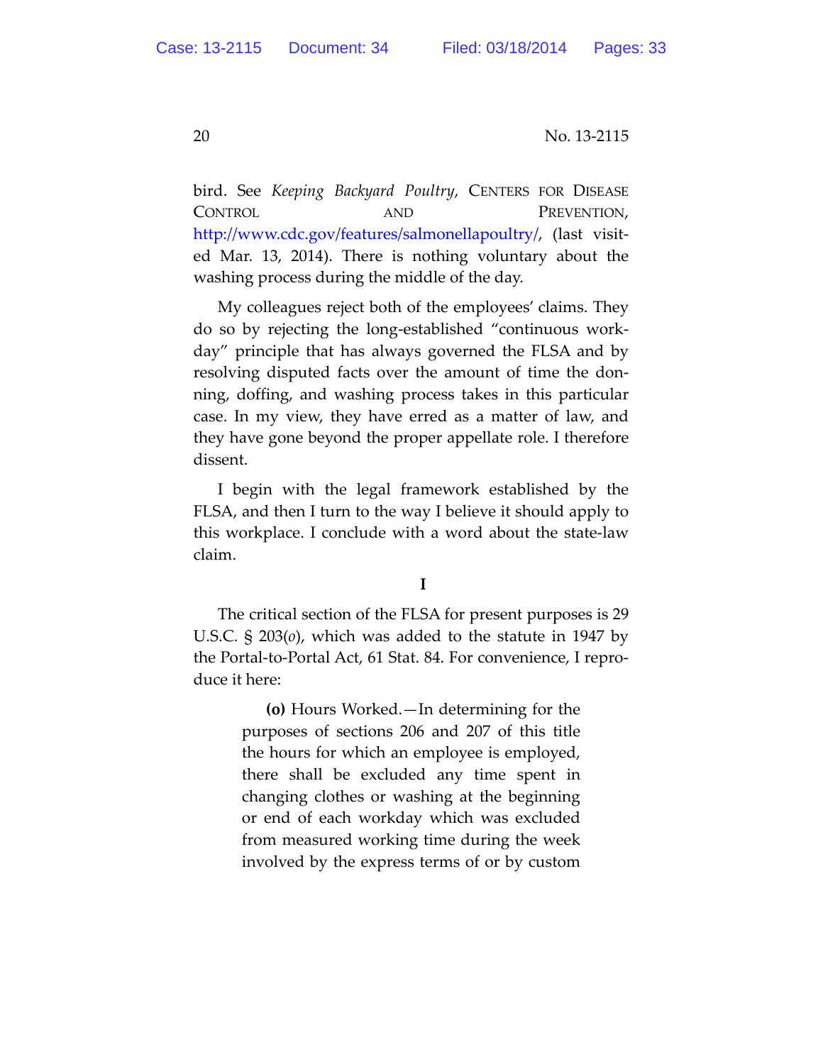bird. See *Keeping Backyard Poultry*, CENTERS FOR DISEASE CONTROL AND PREVENTION, http://www.cdc.gov/features/salmonellapoultry/, (last visited Mar. 13, 2014). There is nothing voluntary about the washing process during the middle of the day.

My colleagues reject both of the employees' claims. They do so by rejecting the long-established "continuous workday" principle that has always governed the FLSA and by resolving disputed facts over the amount of time the donning, doffing, and washing process takes in this particular case. In my view, they have erred as a matter of law, and they have gone beyond the proper appellate role. I therefore dissent.

I begin with the legal framework established by the FLSA, and then I turn to the way I believe it should apply to this workplace. I conclude with a word about the state-law claim.

**I**

The critical section of the FLSA for present purposes is 29 U.S.C. § 203(*o*), which was added to the statute in 1947 by the Portal-to-Portal Act, 61 Stat. 84. For convenience, I reproduce it here:

> **(o)** Hours Worked.—In determining for the purposes of sections 206 and 207 of this title the hours for which an employee is employed, there shall be excluded any time spent in changing clothes or washing at the beginning or end of each workday which was excluded from measured working time during the week involved by the express terms of or by custom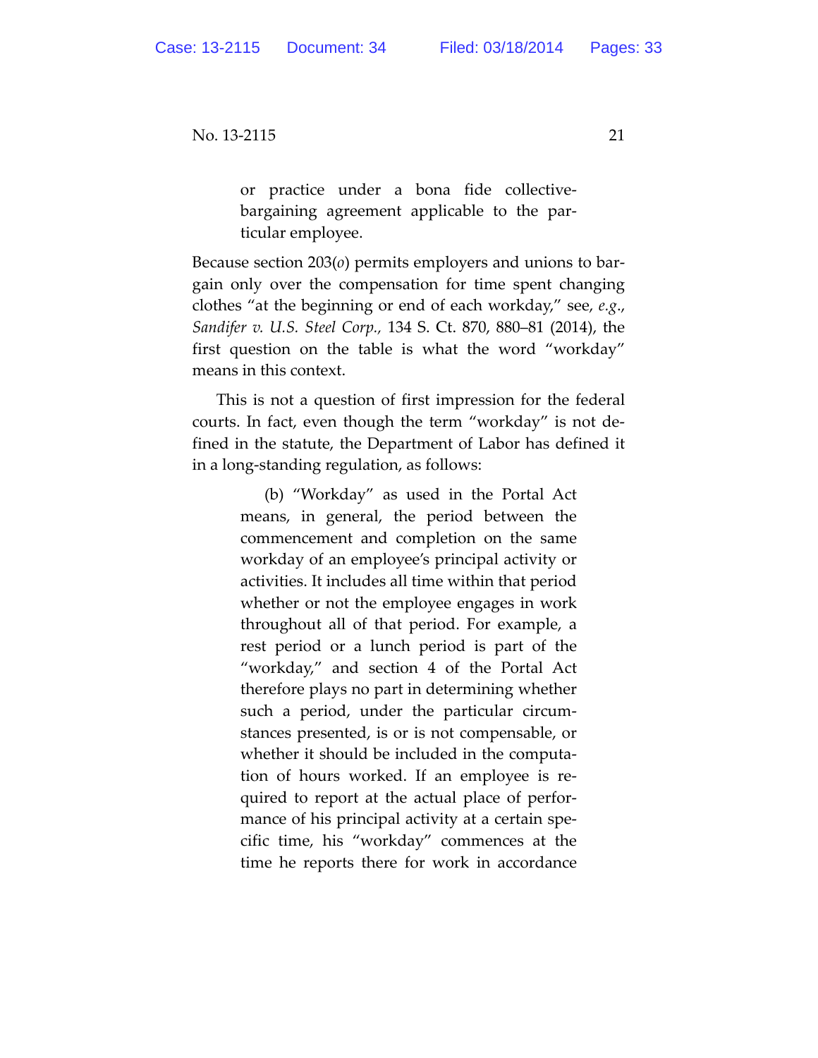> or practice under a bona fide collective-bargaining agreement applicable to the particular employee.

Because section 203(*o*) permits employers and unions to bargain only over the compensation for time spent changing clothes "at the beginning or end of each workday," see, *e.g.*, *Sandifer v. U.S. Steel Corp.*, 134 S. Ct. 870, 880–81 (2014), the first question on the table is what the word "workday" means in this context.

This is not a question of first impression for the federal courts. In fact, even though the term "workday" is not defined in the statute, the Department of Labor has defined it in a long-standing regulation, as follows:

> (b) "Workday" as used in the Portal Act means, in general, the period between the commencement and completion on the same workday of an employee's principal activity or activities. It includes all time within that period whether or not the employee engages in work throughout all of that period. For example, a rest period or a lunch period is part of the "workday," and section 4 of the Portal Act therefore plays no part in determining whether such a period, under the particular circumstances presented, is or is not compensable, or whether it should be included in the computation of hours worked. If an employee is required to report at the actual place of performance of his principal activity at a certain specific time, his "workday" commences at the time he reports there for work in accordance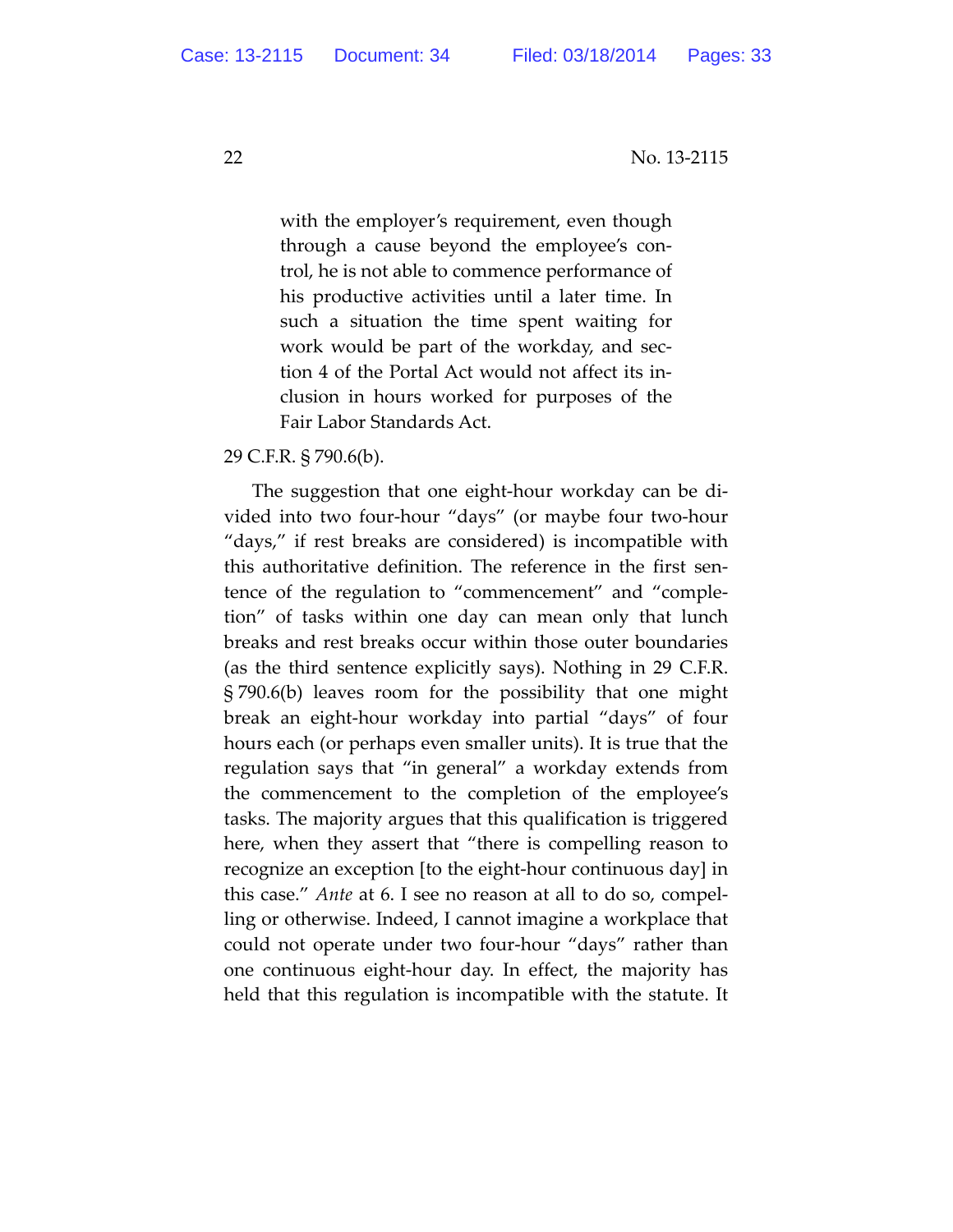> with the employer's requirement, even though through a cause beyond the employee's control, he is not able to commence performance of his productive activities until a later time. In such a situation the time spent waiting for work would be part of the workday, and section 4 of the Portal Act would not affect its inclusion in hours worked for purposes of the Fair Labor Standards Act.

29 C.F.R. § 790.6(b).

The suggestion that one eight-hour workday can be divided into two four-hour "days" (or maybe four two-hour "days," if rest breaks are considered) is incompatible with this authoritative definition. The reference in the first sentence of the regulation to "commencement" and "completion" of tasks within one day can mean only that lunch breaks and rest breaks occur within those outer boundaries (as the third sentence explicitly says). Nothing in 29 C.F.R. § 790.6(b) leaves room for the possibility that one might break an eight-hour workday into partial "days" of four hours each (or perhaps even smaller units). It is true that the regulation says that "in general" a workday extends from the commencement to the completion of the employee's tasks. The majority argues that this qualification is triggered here, when they assert that "there is compelling reason to recognize an exception [to the eight-hour continuous day] in this case." *Ante* at 6. I see no reason at all to do so, compelling or otherwise. Indeed, I cannot imagine a workplace that could not operate under two four-hour "days" rather than one continuous eight-hour day. In effect, the majority has held that this regulation is incompatible with the statute. It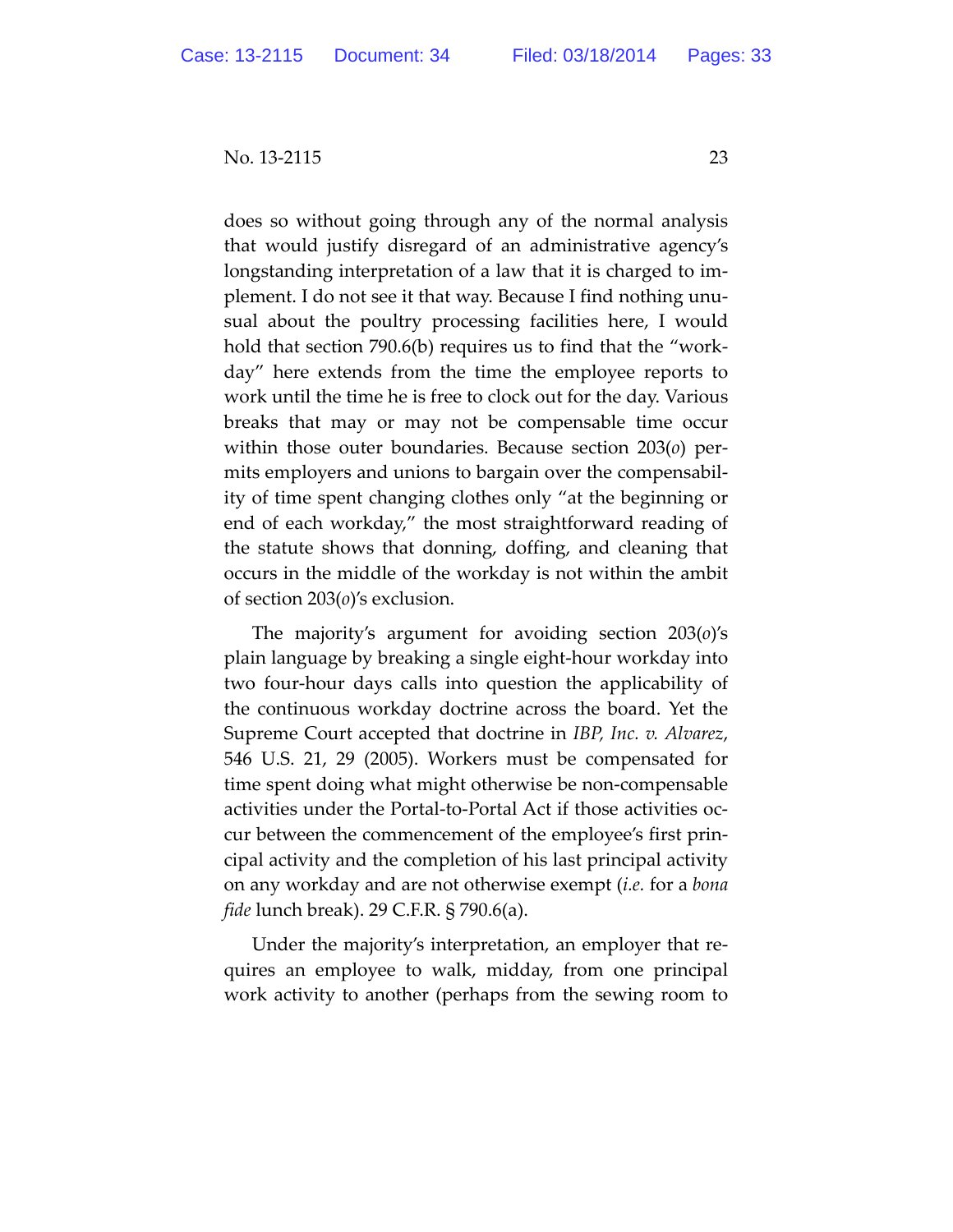does so without going through any of the normal analysis that would justify disregard of an administrative agency's longstanding interpretation of a law that it is charged to implement. I do not see it that way. Because I find nothing unusual about the poultry processing facilities here, I would hold that section 790.6(b) requires us to find that the "workday" here extends from the time the employee reports to work until the time he is free to clock out for the day. Various breaks that may or may not be compensable time occur within those outer boundaries. Because section 203(*o*) permits employers and unions to bargain over the compensability of time spent changing clothes only "at the beginning or end of each workday," the most straightforward reading of the statute shows that donning, doffing, and cleaning that occurs in the middle of the workday is not within the ambit of section 203(*o*)'s exclusion.

The majority's argument for avoiding section 203(*o*)'s plain language by breaking a single eight-hour workday into two four-hour days calls into question the applicability of the continuous workday doctrine across the board. Yet the Supreme Court accepted that doctrine in *IBP, Inc. v. Alvarez*, 546 U.S. 21, 29 (2005). Workers must be compensated for time spent doing what might otherwise be non-compensable activities under the Portal-to-Portal Act if those activities occur between the commencement of the employee's first principal activity and the completion of his last principal activity on any workday and are not otherwise exempt (*i.e.* for a *bona fide* lunch break). 29 C.F.R. § 790.6(a).

Under the majority's interpretation, an employer that requires an employee to walk, midday, from one principal work activity to another (perhaps from the sewing room to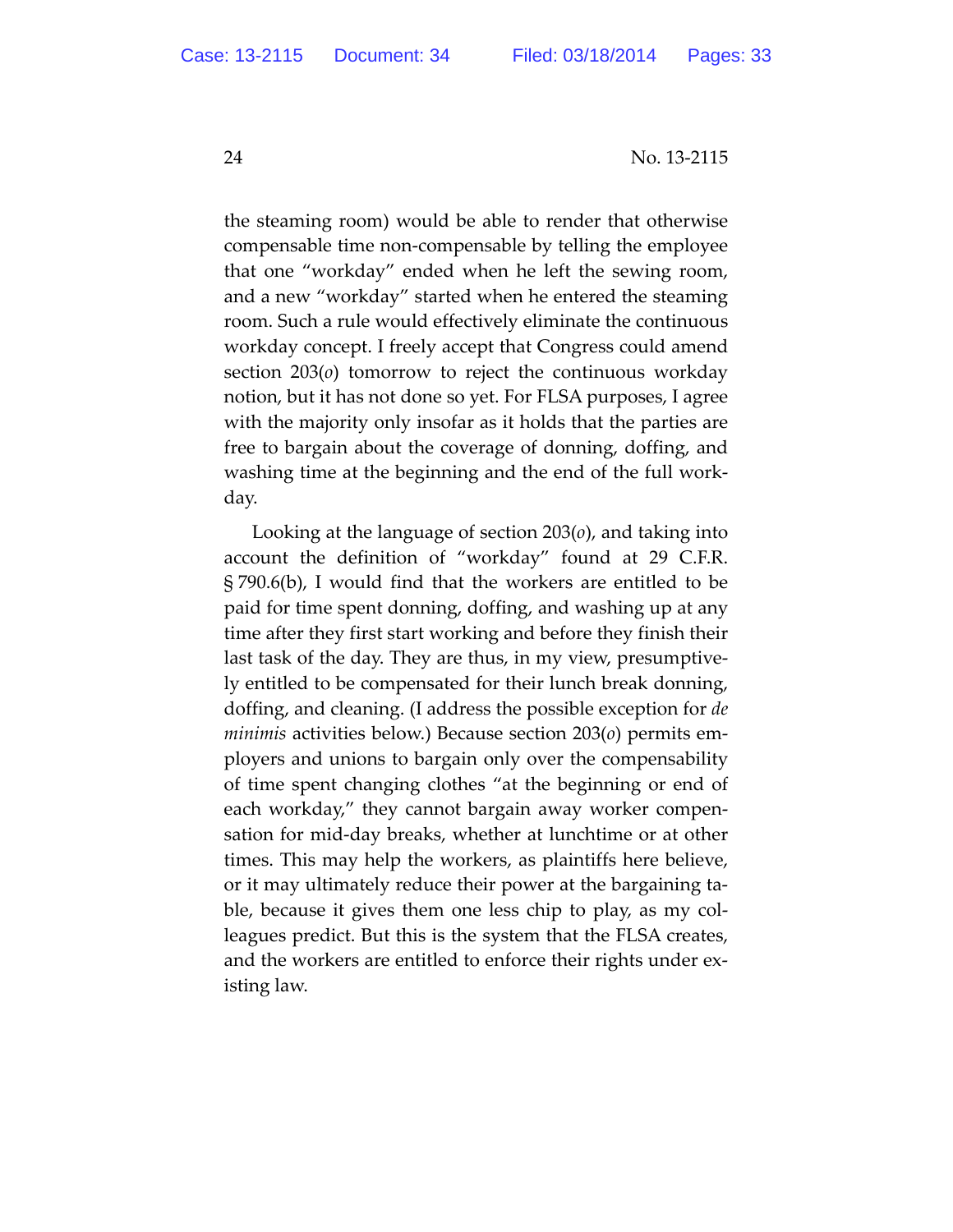the steaming room) would be able to render that otherwise compensable time non-compensable by telling the employee that one "workday" ended when he left the sewing room, and a new "workday" started when he entered the steaming room. Such a rule would effectively eliminate the continuous workday concept. I freely accept that Congress could amend section 203(*o*) tomorrow to reject the continuous workday notion, but it has not done so yet. For FLSA purposes, I agree with the majority only insofar as it holds that the parties are free to bargain about the coverage of donning, doffing, and washing time at the beginning and the end of the full workday.

Looking at the language of section 203(*o*), and taking into account the definition of "workday" found at 29 C.F.R. § 790.6(b), I would find that the workers are entitled to be paid for time spent donning, doffing, and washing up at any time after they first start working and before they finish their last task of the day. They are thus, in my view, presumptively entitled to be compensated for their lunch break donning, doffing, and cleaning. (I address the possible exception for *de minimis* activities below.) Because section 203(*o*) permits employers and unions to bargain only over the compensability of time spent changing clothes "at the beginning or end of each workday," they cannot bargain away worker compensation for mid-day breaks, whether at lunchtime or at other times. This may help the workers, as plaintiffs here believe, or it may ultimately reduce their power at the bargaining table, because it gives them one less chip to play, as my colleagues predict. But this is the system that the FLSA creates, and the workers are entitled to enforce their rights under existing law.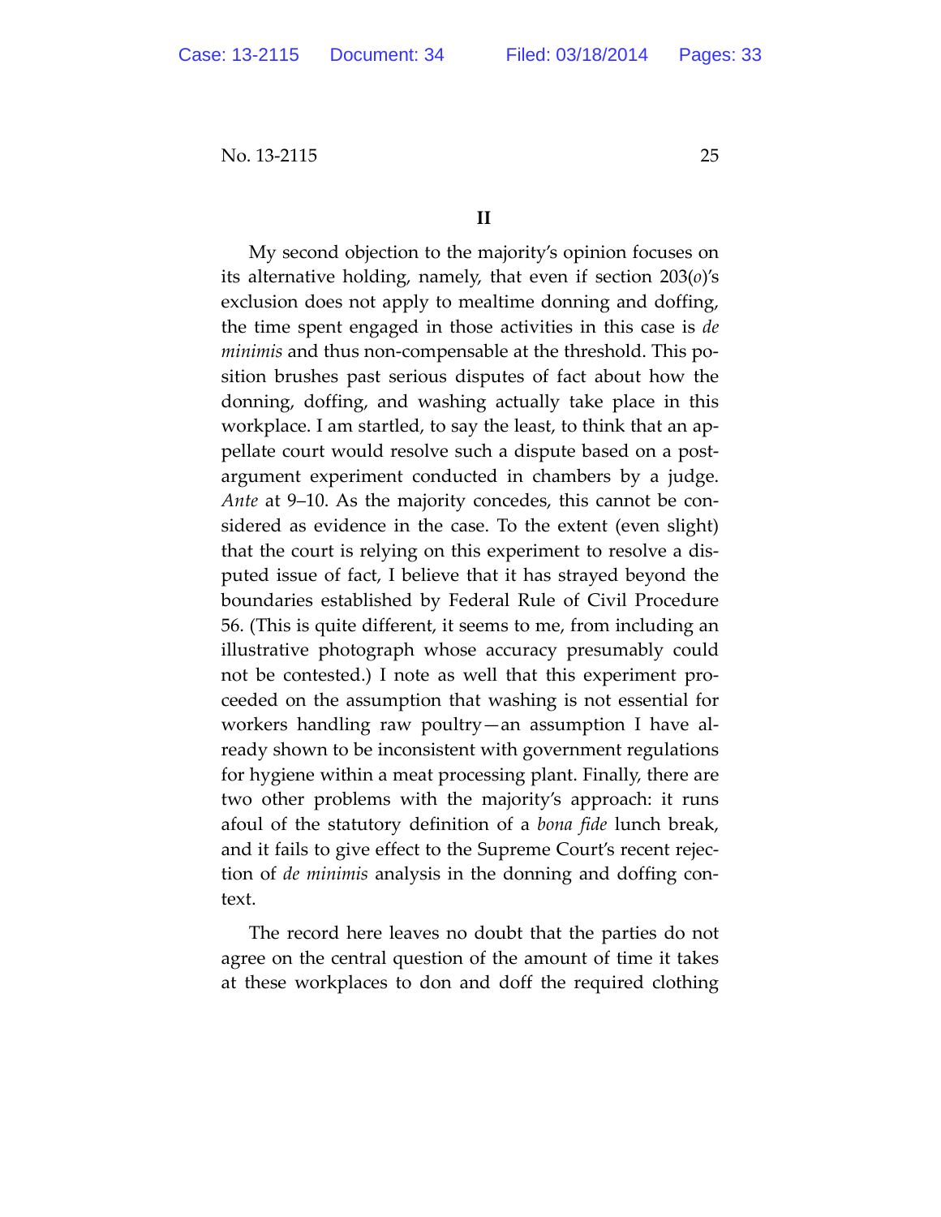## II

My second objection to the majority's opinion focuses on its alternative holding, namely, that even if section 203(*o*)'s exclusion does not apply to mealtime donning and doffing, the time spent engaged in those activities in this case is *de minimis* and thus non-compensable at the threshold. This position brushes past serious disputes of fact about how the donning, doffing, and washing actually take place in this workplace. I am startled, to say the least, to think that an appellate court would resolve such a dispute based on a post-argument experiment conducted in chambers by a judge. *Ante* at 9–10. As the majority concedes, this cannot be considered as evidence in the case. To the extent (even slight) that the court is relying on this experiment to resolve a disputed issue of fact, I believe that it has strayed beyond the boundaries established by Federal Rule of Civil Procedure 56. (This is quite different, it seems to me, from including an illustrative photograph whose accuracy presumably could not be contested.) I note as well that this experiment proceeded on the assumption that washing is not essential for workers handling raw poultry—an assumption I have already shown to be inconsistent with government regulations for hygiene within a meat processing plant. Finally, there are two other problems with the majority's approach: it runs afoul of the statutory definition of a *bona fide* lunch break, and it fails to give effect to the Supreme Court's recent rejection of *de minimis* analysis in the donning and doffing context.

The record here leaves no doubt that the parties do not agree on the central question of the amount of time it takes at these workplaces to don and doff the required clothing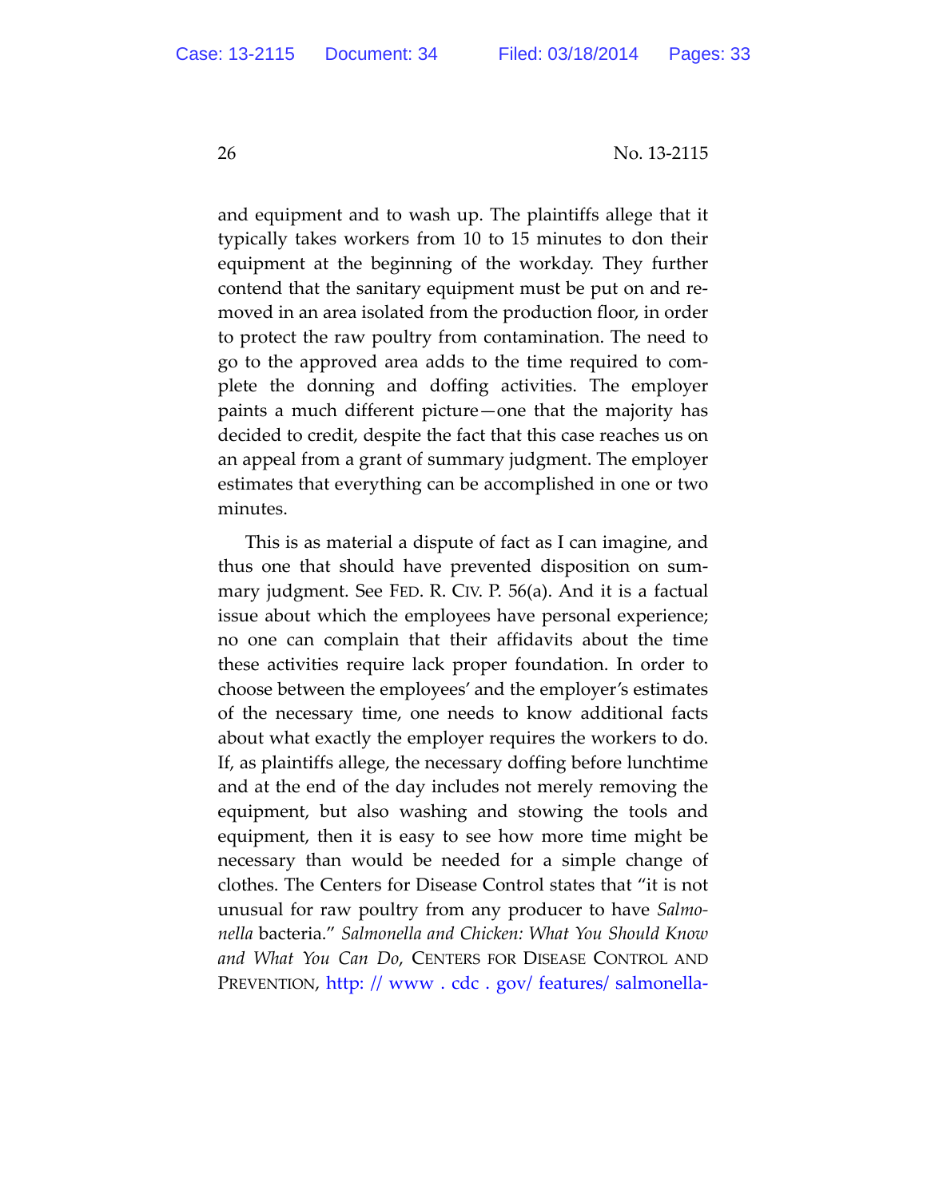and equipment and to wash up. The plaintiffs allege that it typically takes workers from 10 to 15 minutes to don their equipment at the beginning of the workday. They further contend that the sanitary equipment must be put on and removed in an area isolated from the production floor, in order to protect the raw poultry from contamination. The need to go to the approved area adds to the time required to complete the donning and doffing activities. The employer paints a much different picture—one that the majority has decided to credit, despite the fact that this case reaches us on an appeal from a grant of summary judgment. The employer estimates that everything can be accomplished in one or two minutes.

This is as material a dispute of fact as I can imagine, and thus one that should have prevented disposition on summary judgment. See FED. R. CIV. P. 56(a). And it is a factual issue about which the employees have personal experience; no one can complain that their affidavits about the time these activities require lack proper foundation. In order to choose between the employees' and the employer's estimates of the necessary time, one needs to know additional facts about what exactly the employer requires the workers to do. If, as plaintiffs allege, the necessary doffing before lunchtime and at the end of the day includes not merely removing the equipment, but also washing and stowing the tools and equipment, then it is easy to see how more time might be necessary than would be needed for a simple change of clothes. The Centers for Disease Control states that "it is not unusual for raw poultry from any producer to have *Salmonella* bacteria." *Salmonella and Chicken: What You Should Know and What You Can Do*, CENTERS FOR DISEASE CONTROL AND PREVENTION, http://www.cdc.gov/features/salmonella-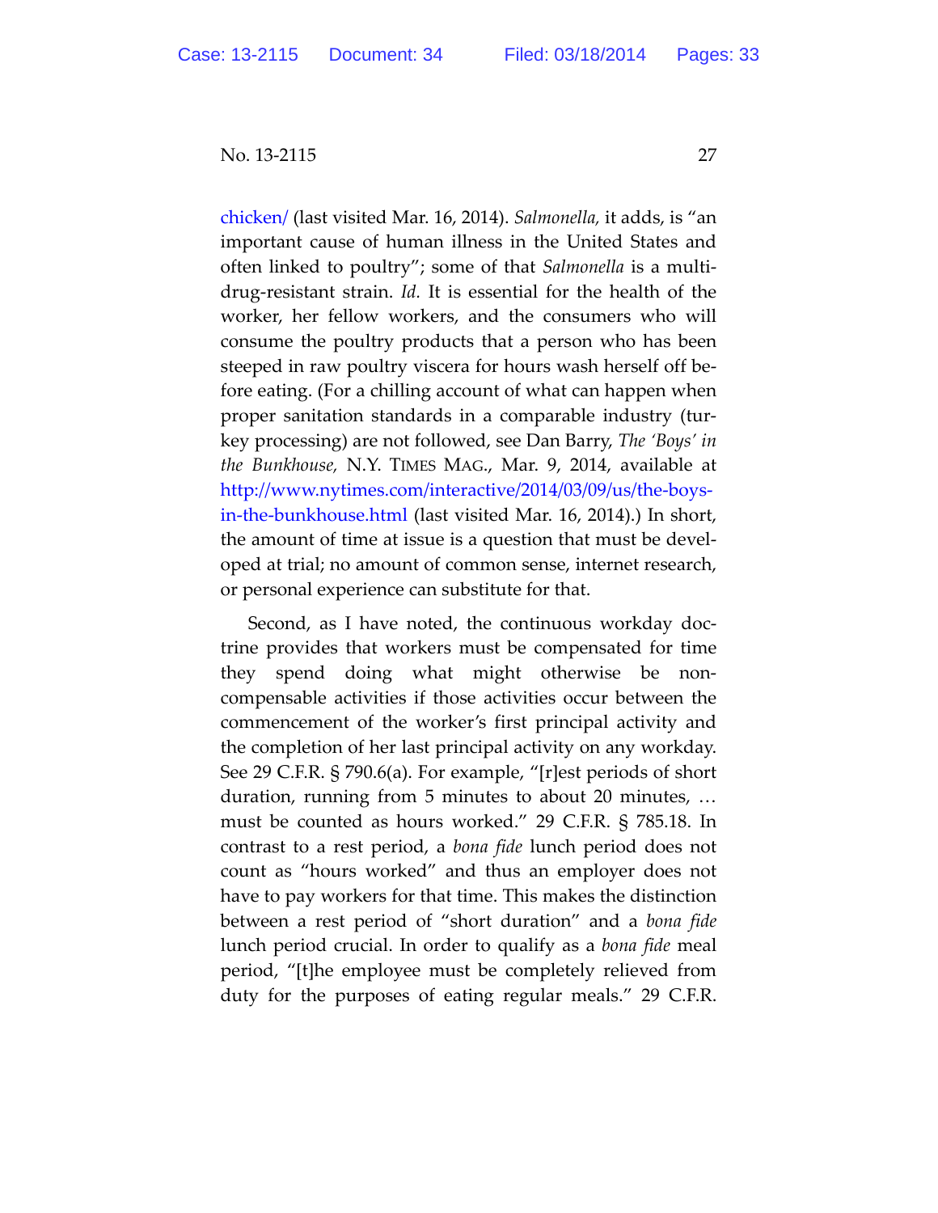chicken/ (last visited Mar. 16, 2014). *Salmonella,* it adds, is "an important cause of human illness in the United States and often linked to poultry"; some of that *Salmonella* is a multi-drug-resistant strain. *Id.* It is essential for the health of the worker, her fellow workers, and the consumers who will consume the poultry products that a person who has been steeped in raw poultry viscera for hours wash herself off before eating. (For a chilling account of what can happen when proper sanitation standards in a comparable industry (turkey processing) are not followed, see Dan Barry, *The 'Boys' in the Bunkhouse,* N.Y. TIMES MAG., Mar. 9, 2014, available at http://www.nytimes.com/interactive/2014/03/09/us/the-boys-in-the-bunkhouse.html (last visited Mar. 16, 2014).) In short, the amount of time at issue is a question that must be developed at trial; no amount of common sense, internet research, or personal experience can substitute for that.

Second, as I have noted, the continuous workday doctrine provides that workers must be compensated for time they spend doing what might otherwise be non-compensable activities if those activities occur between the commencement of the worker's first principal activity and the completion of her last principal activity on any workday. See 29 C.F.R. § 790.6(a). For example, "[r]est periods of short duration, running from 5 minutes to about 20 minutes, … must be counted as hours worked." 29 C.F.R. § 785.18. In contrast to a rest period, a *bona fide* lunch period does not count as "hours worked" and thus an employer does not have to pay workers for that time. This makes the distinction between a rest period of "short duration" and a *bona fide* lunch period crucial. In order to qualify as a *bona fide* meal period, "[t]he employee must be completely relieved from duty for the purposes of eating regular meals." 29 C.F.R.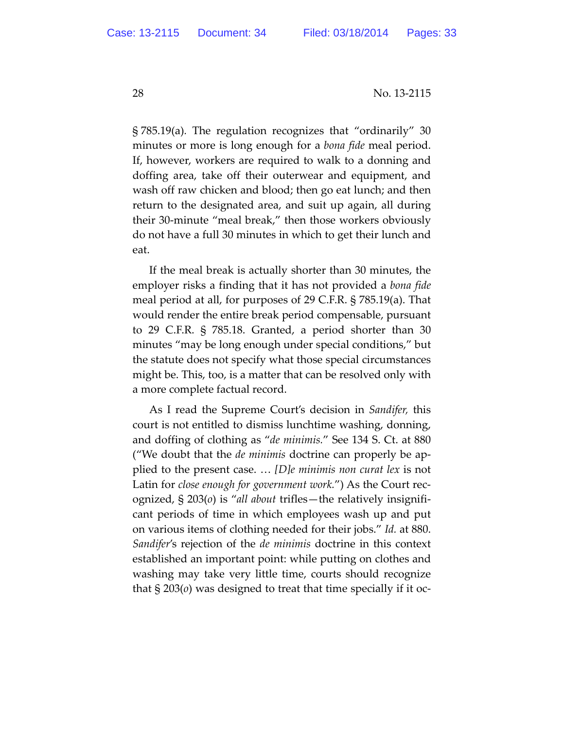§ 785.19(a). The regulation recognizes that "ordinarily" 30 minutes or more is long enough for a *bona fide* meal period. If, however, workers are required to walk to a donning and doffing area, take off their outerwear and equipment, and wash off raw chicken and blood; then go eat lunch; and then return to the designated area, and suit up again, all during their 30-minute "meal break," then those workers obviously do not have a full 30 minutes in which to get their lunch and eat.

If the meal break is actually shorter than 30 minutes, the employer risks a finding that it has not provided a *bona fide* meal period at all, for purposes of 29 C.F.R. § 785.19(a). That would render the entire break period compensable, pursuant to 29 C.F.R. § 785.18. Granted, a period shorter than 30 minutes "may be long enough under special conditions," but the statute does not specify what those special circumstances might be. This, too, is a matter that can be resolved only with a more complete factual record.

As I read the Supreme Court's decision in *Sandifer,* this court is not entitled to dismiss lunchtime washing, donning, and doffing of clothing as "*de minimis*." See 134 S. Ct. at 880 ("We doubt that the *de minimis* doctrine can properly be applied to the present case. … *[D]e minimis non curat lex* is not Latin for *close enough for government work.*") As the Court recognized, § 203(*o*) is "*all about* trifles—the relatively insignificant periods of time in which employees wash up and put on various items of clothing needed for their jobs." *Id.* at 880. *Sandifer*'s rejection of the *de minimis* doctrine in this context established an important point: while putting on clothes and washing may take very little time, courts should recognize that § 203(*o*) was designed to treat that time specially if it oc-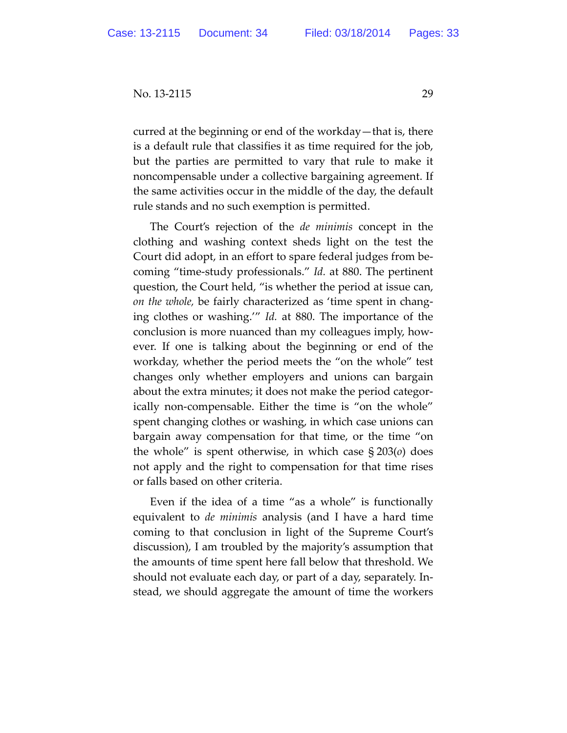curred at the beginning or end of the workday—that is, there is a default rule that classifies it as time required for the job, but the parties are permitted to vary that rule to make it noncompensable under a collective bargaining agreement. If the same activities occur in the middle of the day, the default rule stands and no such exemption is permitted.

The Court's rejection of the *de minimis* concept in the clothing and washing context sheds light on the test the Court did adopt, in an effort to spare federal judges from becoming "time-study professionals." *Id.* at 880. The pertinent question, the Court held, "is whether the period at issue can, *on the whole,* be fairly characterized as 'time spent in changing clothes or washing.'" *Id.* at 880. The importance of the conclusion is more nuanced than my colleagues imply, however. If one is talking about the beginning or end of the workday, whether the period meets the "on the whole" test changes only whether employers and unions can bargain about the extra minutes; it does not make the period categorically non-compensable. Either the time is "on the whole" spent changing clothes or washing, in which case unions can bargain away compensation for that time, or the time "on the whole" is spent otherwise, in which case § 203(*o*) does not apply and the right to compensation for that time rises or falls based on other criteria.

Even if the idea of a time "as a whole" is functionally equivalent to *de minimis* analysis (and I have a hard time coming to that conclusion in light of the Supreme Court's discussion), I am troubled by the majority's assumption that the amounts of time spent here fall below that threshold. We should not evaluate each day, or part of a day, separately. Instead, we should aggregate the amount of time the workers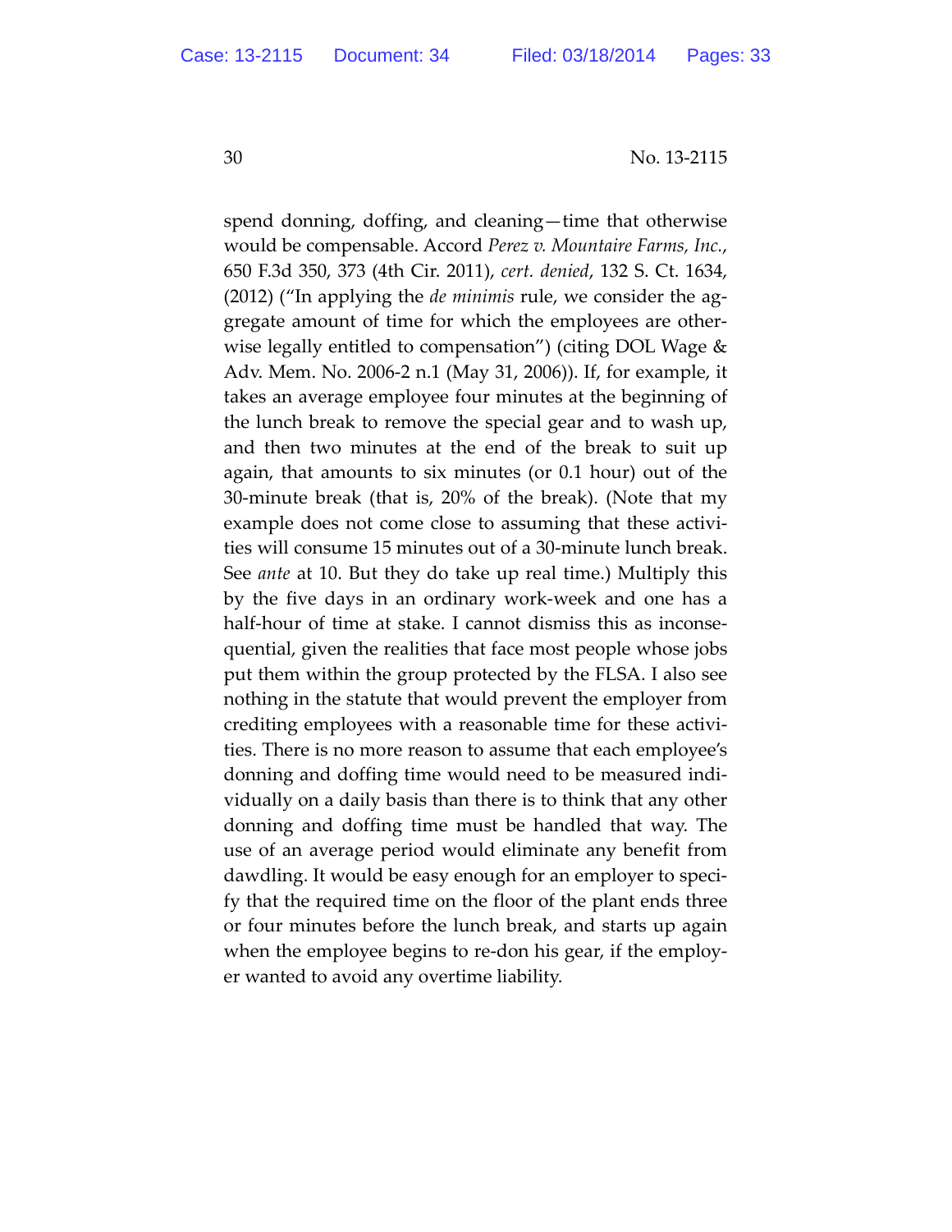spend donning, doffing, and cleaning—time that otherwise would be compensable. Accord *Perez v. Mountaire Farms, Inc.*, 650 F.3d 350, 373 (4th Cir. 2011), *cert. denied*, 132 S. Ct. 1634, (2012) ("In applying the *de minimis* rule, we consider the aggregate amount of time for which the employees are otherwise legally entitled to compensation") (citing DOL Wage & Adv. Mem. No. 2006-2 n.1 (May 31, 2006)). If, for example, it takes an average employee four minutes at the beginning of the lunch break to remove the special gear and to wash up, and then two minutes at the end of the break to suit up again, that amounts to six minutes (or 0.1 hour) out of the 30-minute break (that is, 20% of the break). (Note that my example does not come close to assuming that these activities will consume 15 minutes out of a 30-minute lunch break. See *ante* at 10. But they do take up real time.) Multiply this by the five days in an ordinary work-week and one has a half-hour of time at stake. I cannot dismiss this as inconsequential, given the realities that face most people whose jobs put them within the group protected by the FLSA. I also see nothing in the statute that would prevent the employer from crediting employees with a reasonable time for these activities. There is no more reason to assume that each employee's donning and doffing time would need to be measured individually on a daily basis than there is to think that any other donning and doffing time must be handled that way. The use of an average period would eliminate any benefit from dawdling. It would be easy enough for an employer to specify that the required time on the floor of the plant ends three or four minutes before the lunch break, and starts up again when the employee begins to re-don his gear, if the employer wanted to avoid any overtime liability.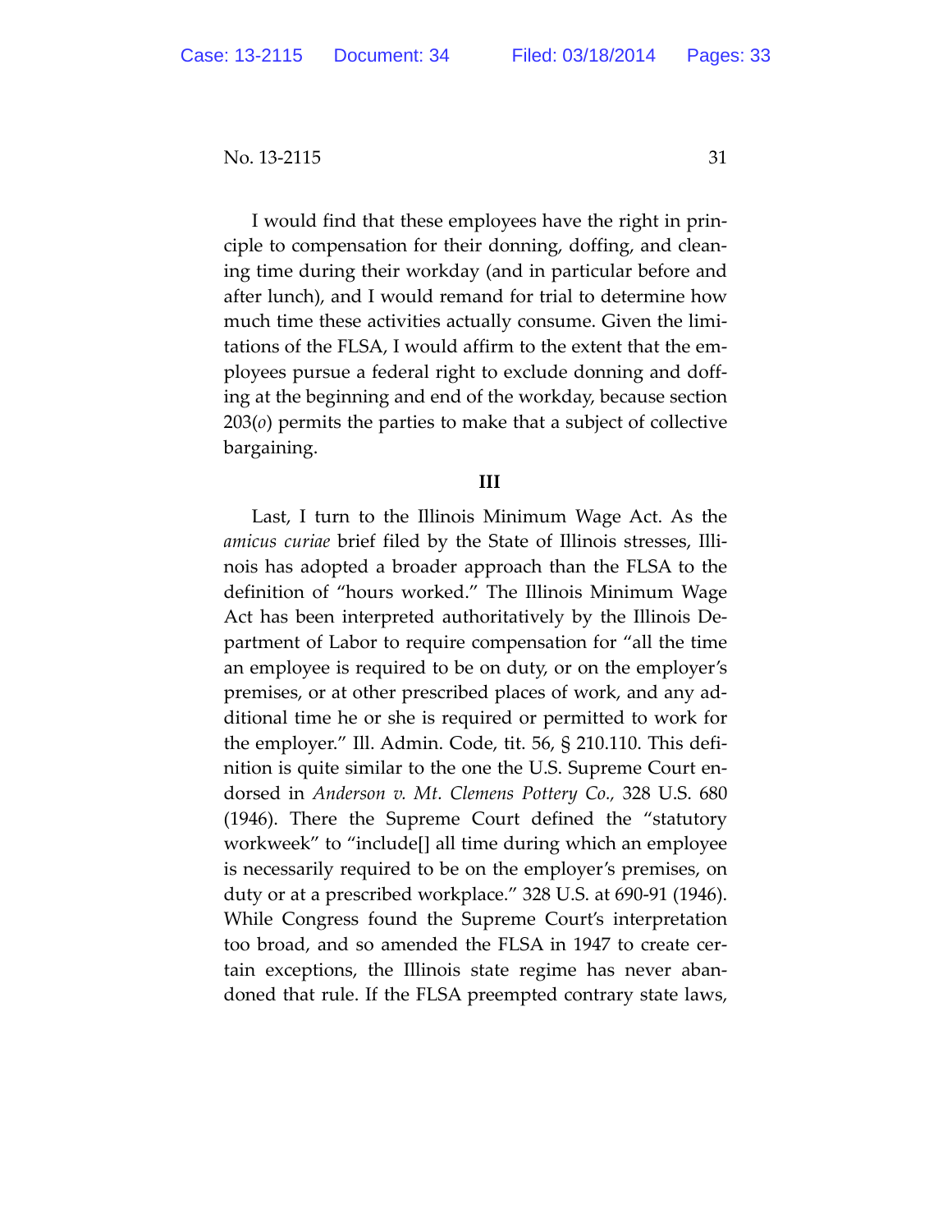I would find that these employees have the right in principle to compensation for their donning, doffing, and cleaning time during their workday (and in particular before and after lunch), and I would remand for trial to determine how much time these activities actually consume. Given the limitations of the FLSA, I would affirm to the extent that the employees pursue a federal right to exclude donning and doffing at the beginning and end of the workday, because section 203(*o*) permits the parties to make that a subject of collective bargaining.

**III**

Last, I turn to the Illinois Minimum Wage Act. As the *amicus curiae* brief filed by the State of Illinois stresses, Illinois has adopted a broader approach than the FLSA to the definition of "hours worked." The Illinois Minimum Wage Act has been interpreted authoritatively by the Illinois Department of Labor to require compensation for "all the time an employee is required to be on duty, or on the employer's premises, or at other prescribed places of work, and any additional time he or she is required or permitted to work for the employer." Ill. Admin. Code, tit. 56, § 210.110. This definition is quite similar to the one the U.S. Supreme Court endorsed in *Anderson v. Mt. Clemens Pottery Co.,* 328 U.S. 680 (1946). There the Supreme Court defined the "statutory workweek" to "include[] all time during which an employee is necessarily required to be on the employer's premises, on duty or at a prescribed workplace." 328 U.S. at 690-91 (1946). While Congress found the Supreme Court's interpretation too broad, and so amended the FLSA in 1947 to create certain exceptions, the Illinois state regime has never abandoned that rule. If the FLSA preempted contrary state laws,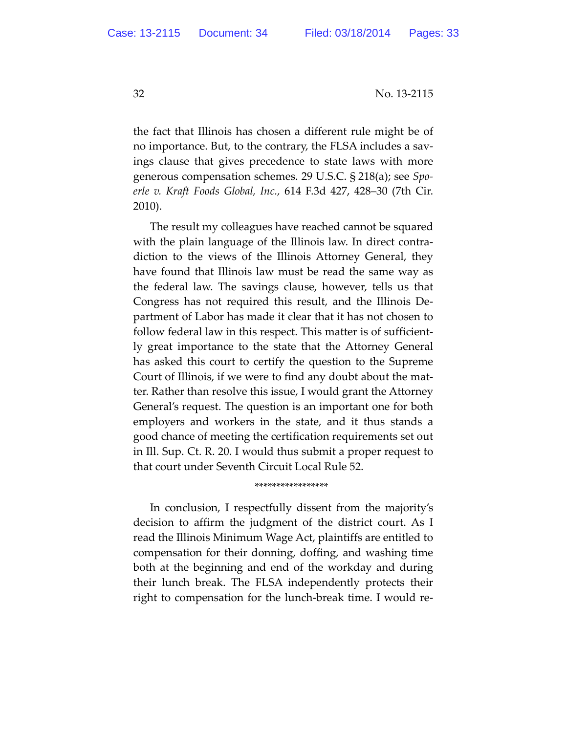the fact that Illinois has chosen a different rule might be of no importance. But, to the contrary, the FLSA includes a savings clause that gives precedence to state laws with more generous compensation schemes. 29 U.S.C. § 218(a); see *Spoerle v. Kraft Foods Global, Inc.*, 614 F.3d 427, 428–30 (7th Cir. 2010).

The result my colleagues have reached cannot be squared with the plain language of the Illinois law. In direct contradiction to the views of the Illinois Attorney General, they have found that Illinois law must be read the same way as the federal law. The savings clause, however, tells us that Congress has not required this result, and the Illinois Department of Labor has made it clear that it has not chosen to follow federal law in this respect. This matter is of sufficiently great importance to the state that the Attorney General has asked this court to certify the question to the Supreme Court of Illinois, if we were to find any doubt about the matter. Rather than resolve this issue, I would grant the Attorney General's request. The question is an important one for both employers and workers in the state, and it thus stands a good chance of meeting the certification requirements set out in Ill. Sup. Ct. R. 20. I would thus submit a proper request to that court under Seventh Circuit Local Rule 52.

\*\*\*\*\*\*\*\*\*\*\*\*\*\*\*\*

In conclusion, I respectfully dissent from the majority's decision to affirm the judgment of the district court. As I read the Illinois Minimum Wage Act, plaintiffs are entitled to compensation for their donning, doffing, and washing time both at the beginning and end of the workday and during their lunch break. The FLSA independently protects their right to compensation for the lunch-break time. I would re-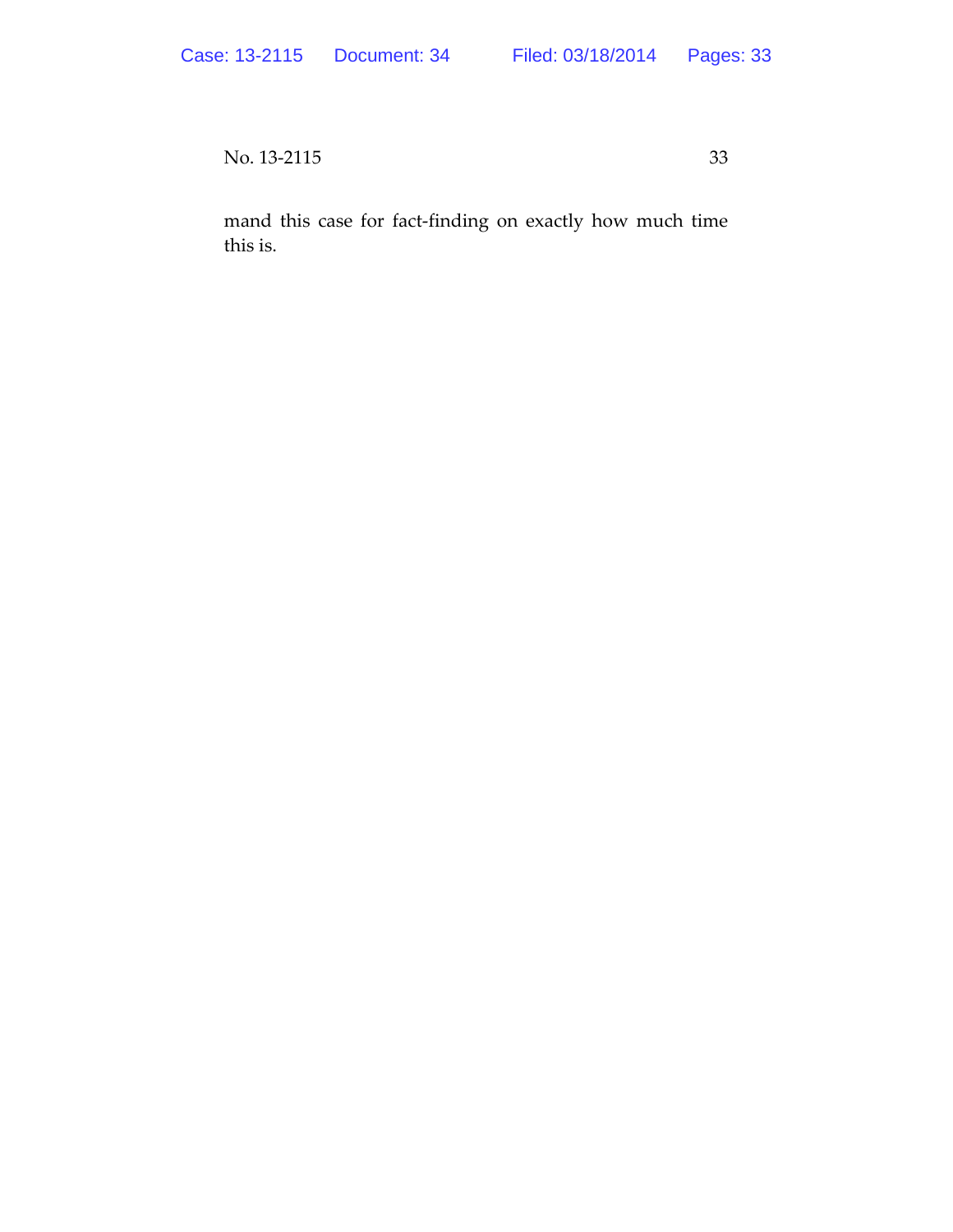mand this case for fact-finding on exactly how much time this is.